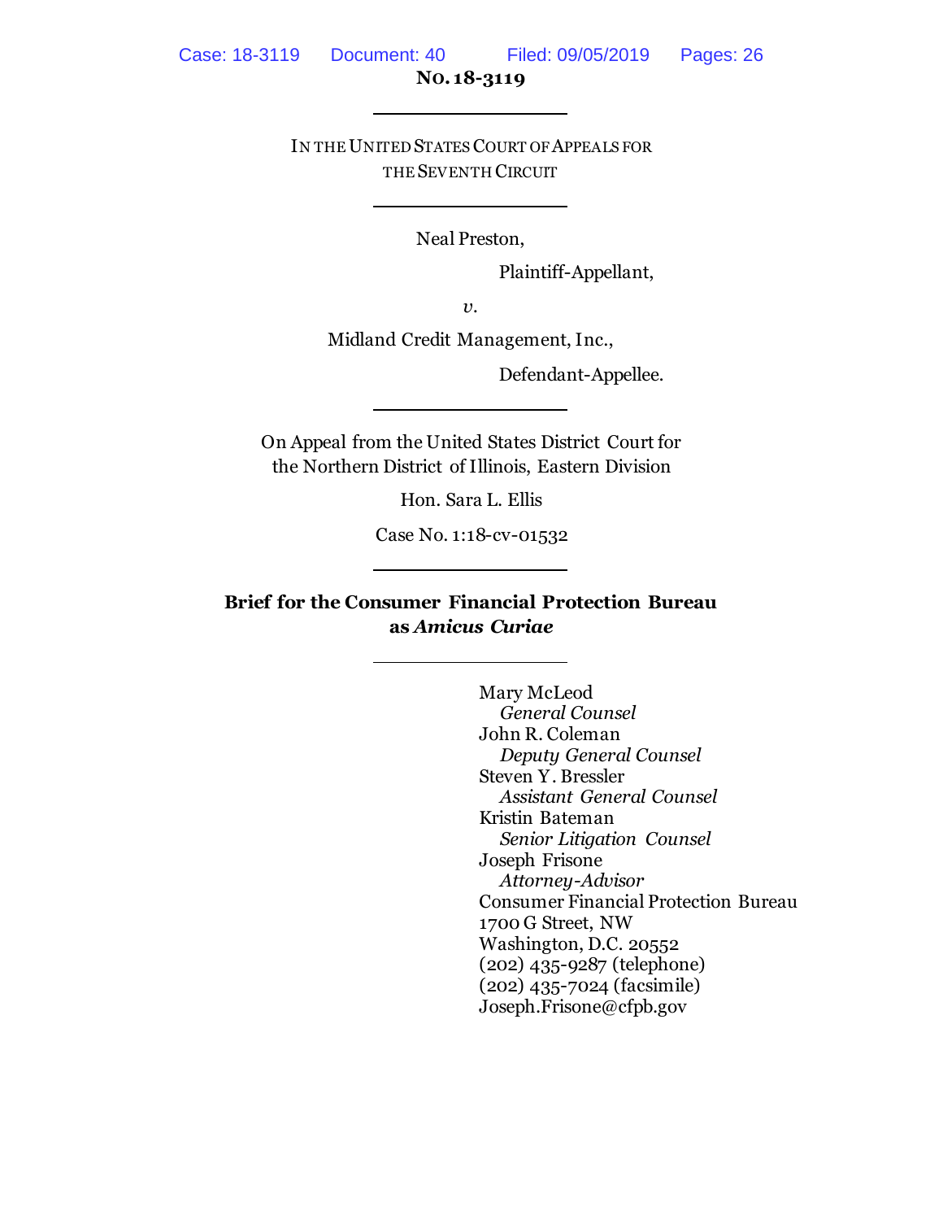**NO. 18-3119**

---

IN THE UNITED STATES COURT OF APPEALS FOR THE SEVENTH CIRCUIT

---

Neal Preston,

Plaintiff-Appellant,

*v.*

Midland Credit Management, Inc.,

Defendant-Appellee.

---

On Appeal from the United States District Court for the Northern District of Illinois, Eastern Division

Hon. Sara L. Ellis

Case No. 1:18-cv-01532

---

**Brief for the Consumer Financial Protection Bureau as *Amicus Curiae***

---

Mary McLeod
*General Counsel*
John R. Coleman
*Deputy General Counsel*
Steven Y. Bressler
*Assistant General Counsel*
Kristin Bateman
*Senior Litigation Counsel*
Joseph Frisone
*Attorney-Advisor*
Consumer Financial Protection Bureau
1700 G Street, NW
Washington, D.C. 20552
(202) 435-9287 (telephone)
(202) 435-7024 (facsimile)
Joseph.Frisone@cfpb.gov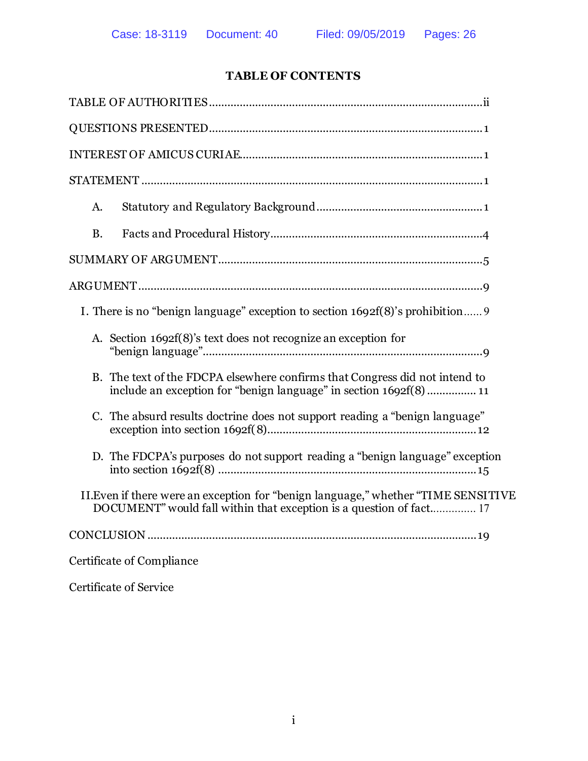# TABLE OF CONTENTS

TABLE OF AUTHORITIES .......... ii

QUESTIONS PRESENTED .......... 1

INTEREST OF AMICUS CURIAE .......... 1

STATEMENT .......... 1

- A. Statutory and Regulatory Background .......... 1
- B. Facts and Procedural History .......... 4

SUMMARY OF ARGUMENT .......... 5

ARGUMENT .......... 9

- I. There is no "benign language" exception to section 1692f(8)'s prohibition .......... 9
  - A. Section 1692f(8)'s text does not recognize an exception for "benign language" .......... 9
  - B. The text of the FDCPA elsewhere confirms that Congress did not intend to include an exception for "benign language" in section 1692f(8) .......... 11
  - C. The absurd results doctrine does not support reading a "benign language" exception into section 1692f(8) .......... 12
  - D. The FDCPA's purposes do not support reading a "benign language" exception into section 1692f(8) .......... 15
- II. Even if there were an exception for "benign language," whether "TIME SENSITIVE DOCUMENT" would fall within that exception is a question of fact .......... 17

CONCLUSION .......... 19

Certificate of Compliance

Certificate of Service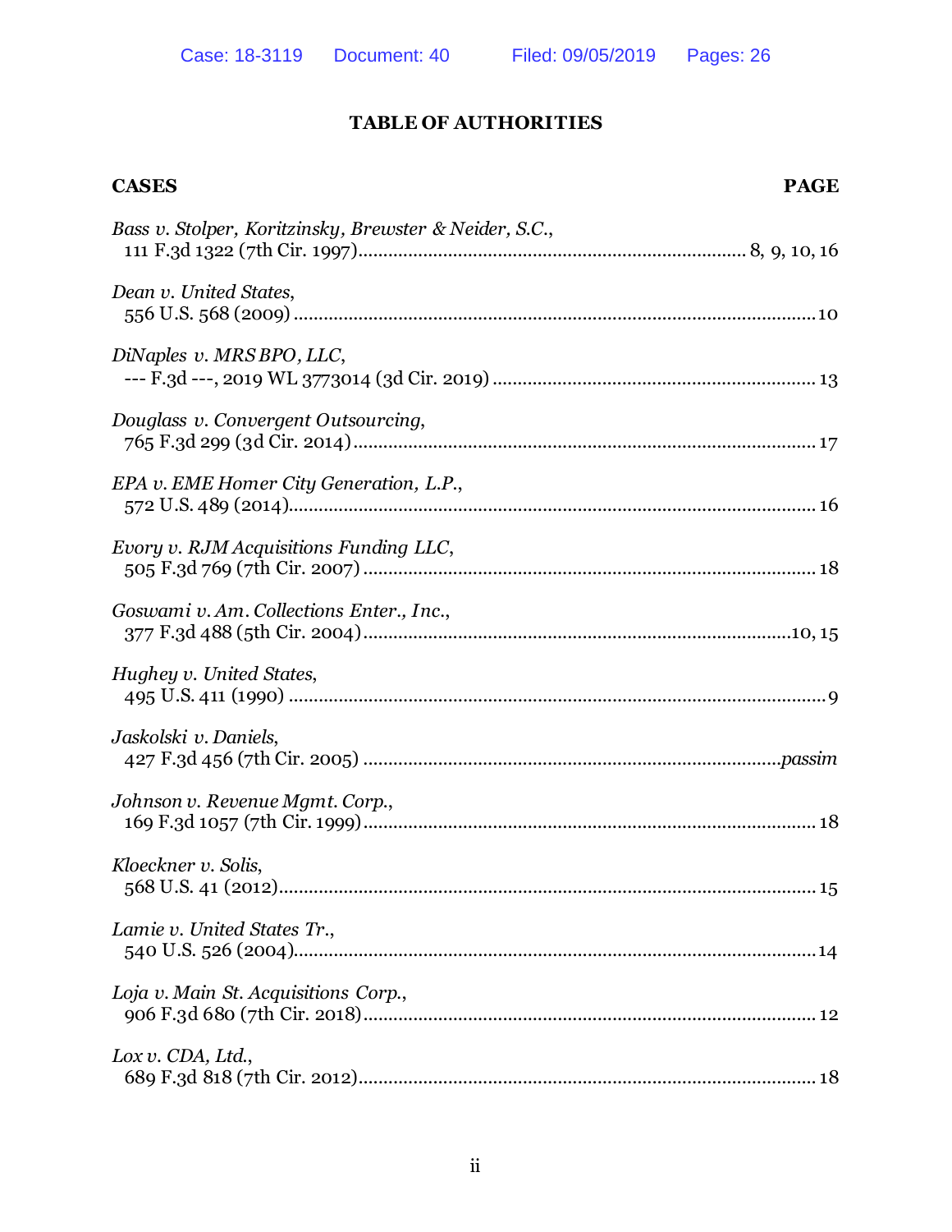## TABLE OF AUTHORITIES

**CASES** **PAGE**

*Bass v. Stolper, Koritzinsky, Brewster & Neider, S.C.*,
111 F.3d 1322 (7th Cir. 1997)........................................................................... 8, 9, 10, 16

*Dean v. United States*,
556 U.S. 568 (2009) ........................................................................................................10

*DiNaples v. MRS BPO, LLC*,
--- F.3d ---, 2019 WL 3773014 (3d Cir. 2019) ................................................................ 13

*Douglass v. Convergent Outsourcing*,
765 F.3d 299 (3d Cir. 2014)............................................................................................. 17

*EPA v. EME Homer City Generation, L.P.*,
572 U.S. 489 (2014)......................................................................................................... 16

*Evory v. RJM Acquisitions Funding LLC*,
505 F.3d 769 (7th Cir. 2007) .......................................................................................... 18

*Goswami v. Am. Collections Enter., Inc.*,
377 F.3d 488 (5th Cir. 2004).......................................................................................10, 15

*Hughey v. United States*,
495 U.S. 411 (1990) ............................................................................................................ 9

*Jaskolski v. Daniels*,
427 F.3d 456 (7th Cir. 2005) ....................................................................................*passim*

*Johnson v. Revenue Mgmt. Corp.*,
169 F.3d 1057 (7th Cir. 1999)........................................................................................... 18

*Kloeckner v. Solis*,
568 U.S. 41 (2012)........................................................................................................... 15

*Lamie v. United States Tr.*,
540 U.S. 526 (2004)......................................................................................................... 14

*Loja v. Main St. Acquisitions Corp.*,
906 F.3d 680 (7th Cir. 2018)........................................................................................... 12

*Lox v. CDA, Ltd.*,
689 F.3d 818 (7th Cir. 2012)............................................................................................ 18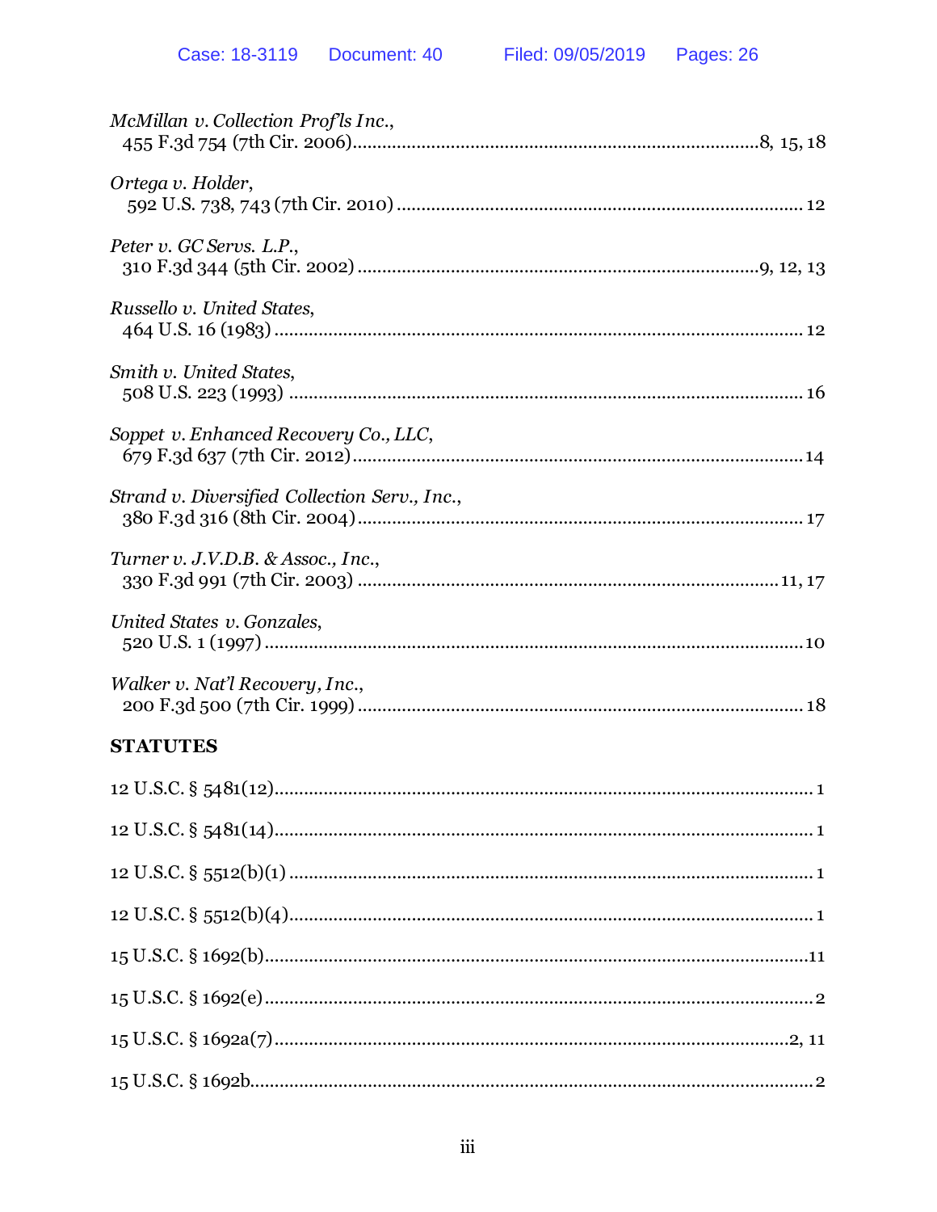*McMillan v. Collection Prof'ls Inc.*,
455 F.3d 754 (7th Cir. 2006)........................................................................8, 15, 18

*Ortega v. Holder*,
592 U.S. 738, 743 (7th Cir. 2010) ........................................................................ 12

*Peter v. GC Servs. L.P.*,
310 F.3d 344 (5th Cir. 2002) .......................................................................9, 12, 13

*Russello v. United States*,
464 U.S. 16 (1983) ............................................................................................... 12

*Smith v. United States*,
508 U.S. 223 (1993) ............................................................................................. 16

*Soppet v. Enhanced Recovery Co., LLC*,
679 F.3d 637 (7th Cir. 2012).................................................................................14

*Strand v. Diversified Collection Serv., Inc.*,
380 F.3d 316 (8th Cir. 2004)................................................................................. 17

*Turner v. J.V.D.B. & Assoc., Inc.*,
330 F.3d 991 (7th Cir. 2003) ...........................................................................11, 17

*United States v. Gonzales*,
520 U.S. 1 (1997) ..................................................................................................10

*Walker v. Nat'l Recovery, Inc.*,
200 F.3d 500 (7th Cir. 1999) ................................................................................. 18

**STATUTES**

12 U.S.C. § 5481(12)................................................................................................. 1

12 U.S.C. § 5481(14)................................................................................................. 1

12 U.S.C. § 5512(b)(1) .............................................................................................. 1

12 U.S.C. § 5512(b)(4)............................................................................................... 1

15 U.S.C. § 1692(b)...................................................................................................11

15 U.S.C. § 1692(e) .................................................................................................. 2

15 U.S.C. § 1692a(7)...........................................................................................2, 11

15 U.S.C. § 1692b...................................................................................................... 2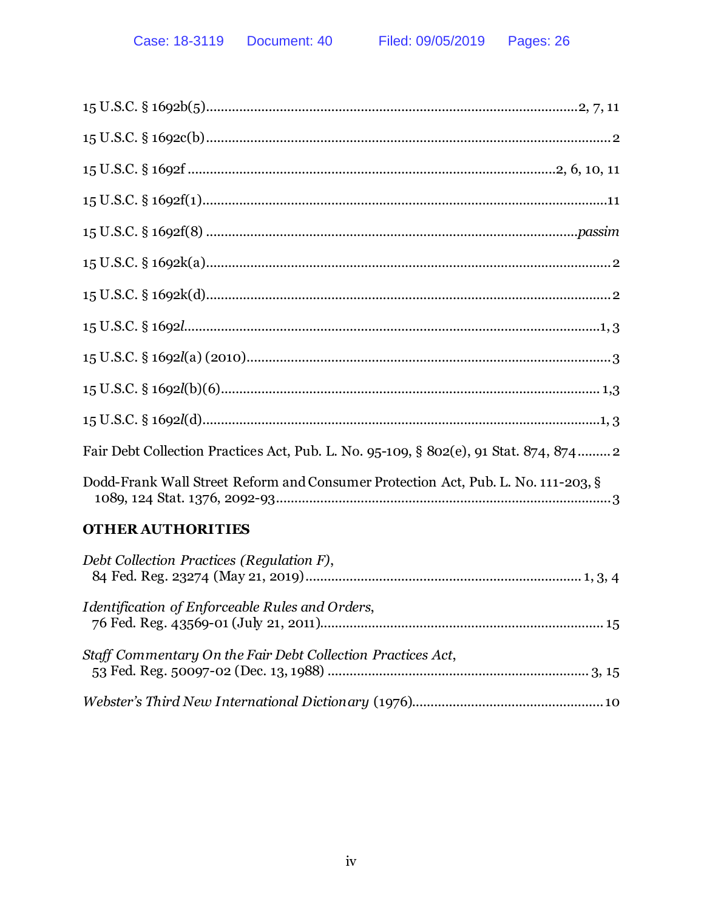15 U.S.C. § 1692b(5)....................................................................................................2, 7, 11

15 U.S.C. § 1692c(b)..............................................................................................................2

15 U.S.C. § 1692f ...................................................................................................2, 6, 10, 11

15 U.S.C. § 1692f(1)...............................................................................................................11

15 U.S.C. § 1692f(8) ...........................................................................................................*passim*

15 U.S.C. § 1692k(a)..............................................................................................................2

15 U.S.C. § 1692k(d)..............................................................................................................2

15 U.S.C. § 1692*l*..................................................................................................................1, 3

15 U.S.C. § 1692*l*(a) (2010)...................................................................................................3

15 U.S.C. § 1692*l*(b)(6)....................................................................................................... 1,3

15 U.S.C. § 1692*l*(d)............................................................................................................1, 3

Fair Debt Collection Practices Act, Pub. L. No. 95-109, § 802(e), 91 Stat. 874, 874.........2

Dodd-Frank Wall Street Reform and Consumer Protection Act, Pub. L. No. 111-203, § 1089, 124 Stat. 1376, 2092-93..........................................................................................3

## OTHER AUTHORITIES

*Debt Collection Practices (Regulation F)*, 84 Fed. Reg. 23274 (May 21, 2019).......................................................................... 1, 3, 4

*Identification of Enforceable Rules and Orders*, 76 Fed. Reg. 43569-01 (July 21, 2011)............................................................................15

*Staff Commentary On the Fair Debt Collection Practices Act*, 53 Fed. Reg. 50097-02 (Dec. 13, 1988) ...................................................................... 3, 15

*Webster's Third New International Dictionary* (1976)....................................................10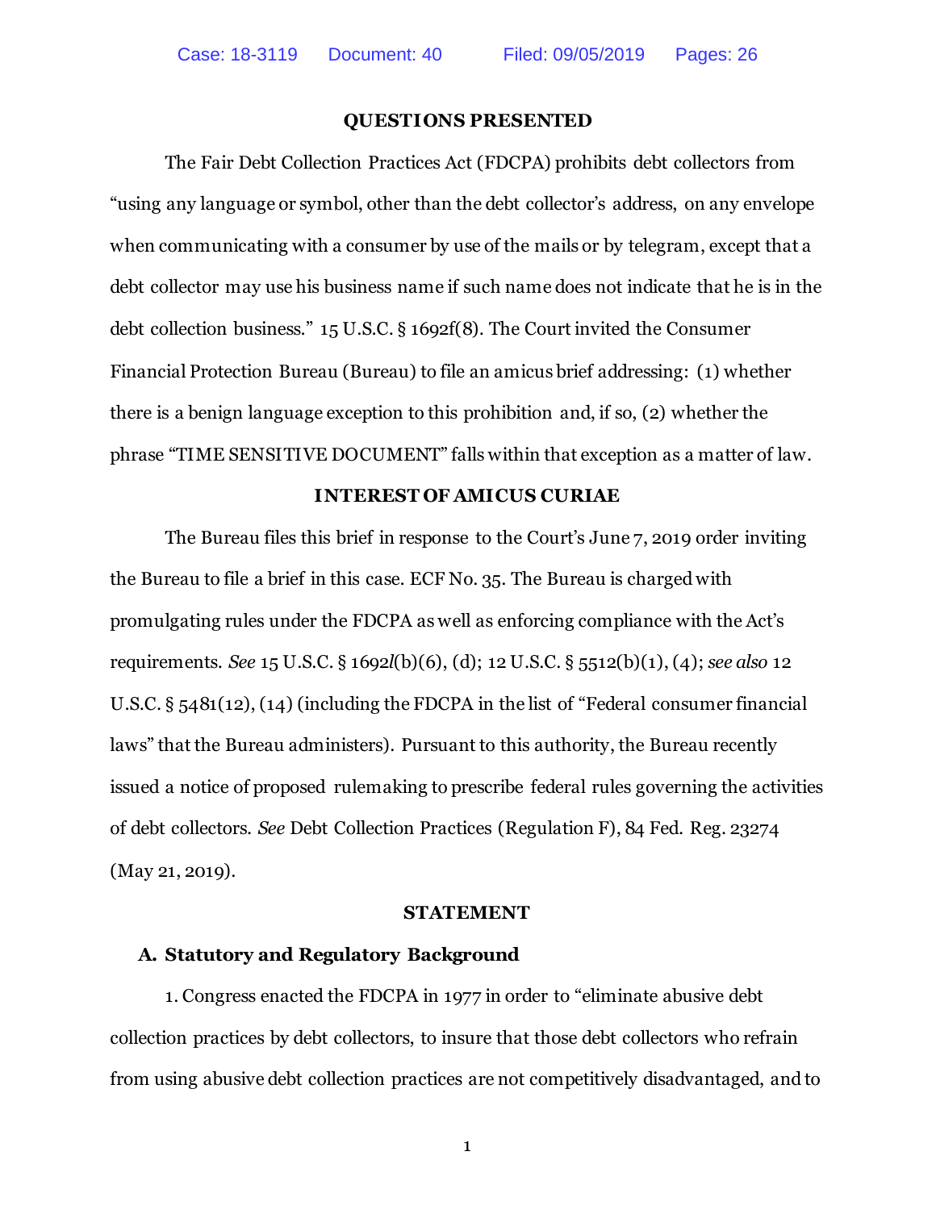## QUESTIONS PRESENTED

The Fair Debt Collection Practices Act (FDCPA) prohibits debt collectors from "using any language or symbol, other than the debt collector's address, on any envelope when communicating with a consumer by use of the mails or by telegram, except that a debt collector may use his business name if such name does not indicate that he is in the debt collection business." 15 U.S.C. § 1692f(8). The Court invited the Consumer Financial Protection Bureau (Bureau) to file an amicus brief addressing: (1) whether there is a benign language exception to this prohibition and, if so, (2) whether the phrase "TIME SENSITIVE DOCUMENT" falls within that exception as a matter of law.

## INTEREST OF AMICUS CURIAE

The Bureau files this brief in response to the Court's June 7, 2019 order inviting the Bureau to file a brief in this case. ECF No. 35. The Bureau is charged with promulgating rules under the FDCPA as well as enforcing compliance with the Act's requirements. *See* 15 U.S.C. § 1692*l*(b)(6), (d); 12 U.S.C. § 5512(b)(1), (4); *see also* 12 U.S.C. § 5481(12), (14) (including the FDCPA in the list of "Federal consumer financial laws" that the Bureau administers). Pursuant to this authority, the Bureau recently issued a notice of proposed rulemaking to prescribe federal rules governing the activities of debt collectors. *See* Debt Collection Practices (Regulation F), 84 Fed. Reg. 23274 (May 21, 2019).

## STATEMENT

### A. Statutory and Regulatory Background

1. Congress enacted the FDCPA in 1977 in order to "eliminate abusive debt collection practices by debt collectors, to insure that those debt collectors who refrain from using abusive debt collection practices are not competitively disadvantaged, and to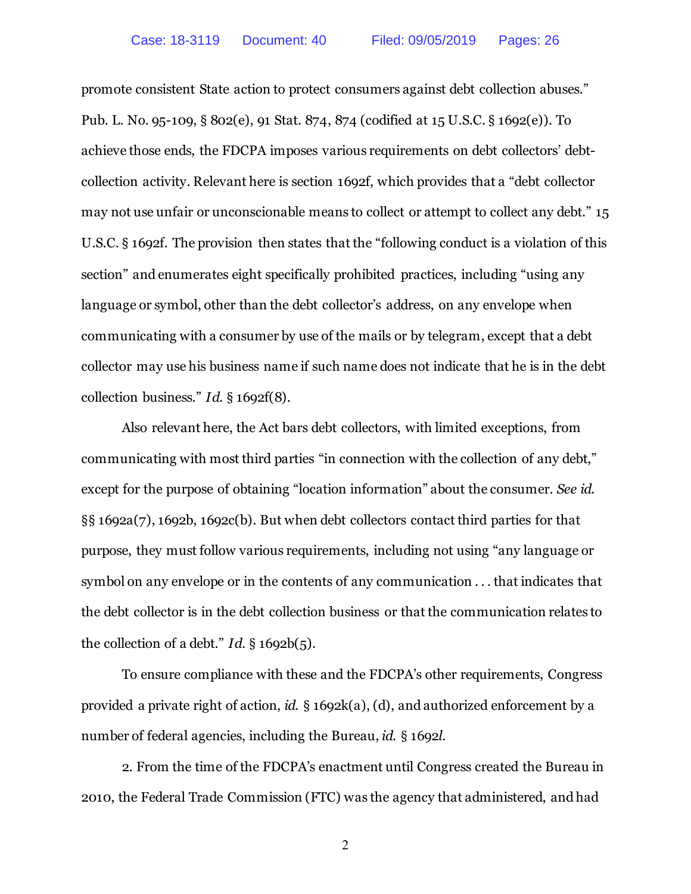promote consistent State action to protect consumers against debt collection abuses." Pub. L. No. 95-109, § 802(e), 91 Stat. 874, 874 (codified at 15 U.S.C. § 1692(e)). To achieve those ends, the FDCPA imposes various requirements on debt collectors' debt-collection activity. Relevant here is section 1692f, which provides that a "debt collector may not use unfair or unconscionable means to collect or attempt to collect any debt." 15 U.S.C. § 1692f. The provision then states that the "following conduct is a violation of this section" and enumerates eight specifically prohibited practices, including "using any language or symbol, other than the debt collector's address, on any envelope when communicating with a consumer by use of the mails or by telegram, except that a debt collector may use his business name if such name does not indicate that he is in the debt collection business." *Id.* § 1692f(8).

Also relevant here, the Act bars debt collectors, with limited exceptions, from communicating with most third parties "in connection with the collection of any debt," except for the purpose of obtaining "location information" about the consumer. *See id.* §§ 1692a(7), 1692b, 1692c(b). But when debt collectors contact third parties for that purpose, they must follow various requirements, including not using "any language or symbol on any envelope or in the contents of any communication . . . that indicates that the debt collector is in the debt collection business or that the communication relates to the collection of a debt." *Id.* § 1692b(5).

To ensure compliance with these and the FDCPA's other requirements, Congress provided a private right of action, *id.* § 1692k(a), (d), and authorized enforcement by a number of federal agencies, including the Bureau, *id.* § 1692*l*.

2. From the time of the FDCPA's enactment until Congress created the Bureau in 2010, the Federal Trade Commission (FTC) was the agency that administered, and had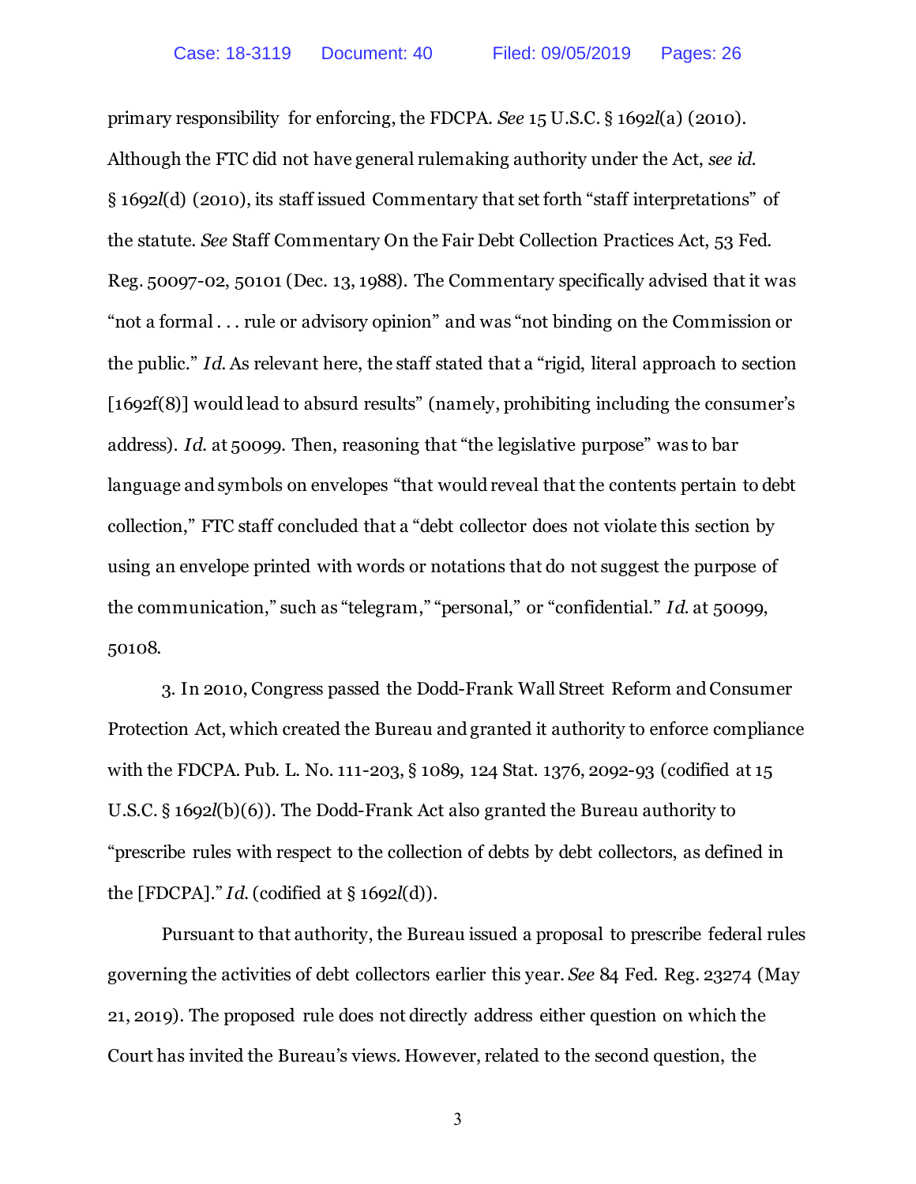primary responsibility for enforcing, the FDCPA. *See* 15 U.S.C. § 1692*l*(a) (2010). Although the FTC did not have general rulemaking authority under the Act, *see id.* § 1692*l*(d) (2010), its staff issued Commentary that set forth "staff interpretations" of the statute. *See* Staff Commentary On the Fair Debt Collection Practices Act, 53 Fed. Reg. 50097-02, 50101 (Dec. 13, 1988). The Commentary specifically advised that it was "not a formal . . . rule or advisory opinion" and was "not binding on the Commission or the public." *Id.* As relevant here, the staff stated that a "rigid, literal approach to section [1692f(8)] would lead to absurd results" (namely, prohibiting including the consumer's address). *Id.* at 50099. Then, reasoning that "the legislative purpose" was to bar language and symbols on envelopes "that would reveal that the contents pertain to debt collection," FTC staff concluded that a "debt collector does not violate this section by using an envelope printed with words or notations that do not suggest the purpose of the communication," such as "telegram," "personal," or "confidential." *Id.* at 50099, 50108.

3. In 2010, Congress passed the Dodd-Frank Wall Street Reform and Consumer Protection Act, which created the Bureau and granted it authority to enforce compliance with the FDCPA. Pub. L. No. 111-203, § 1089, 124 Stat. 1376, 2092-93 (codified at 15 U.S.C. § 1692*l*(b)(6)). The Dodd-Frank Act also granted the Bureau authority to "prescribe rules with respect to the collection of debts by debt collectors, as defined in the [FDCPA]." *Id.* (codified at § 1692*l*(d)).

Pursuant to that authority, the Bureau issued a proposal to prescribe federal rules governing the activities of debt collectors earlier this year. *See* 84 Fed. Reg. 23274 (May 21, 2019). The proposed rule does not directly address either question on which the Court has invited the Bureau's views. However, related to the second question, the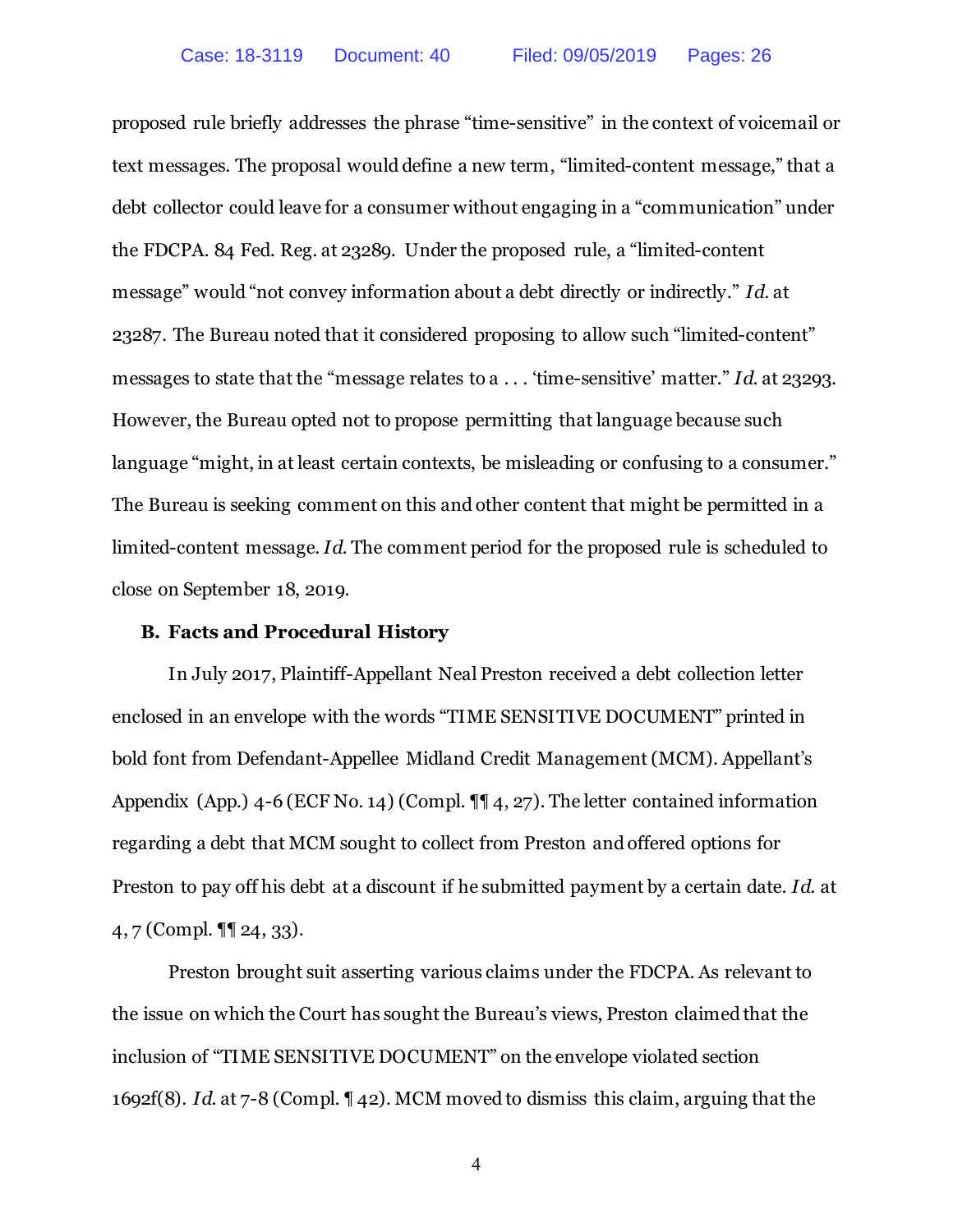proposed rule briefly addresses the phrase "time-sensitive" in the context of voicemail or text messages. The proposal would define a new term, "limited-content message," that a debt collector could leave for a consumer without engaging in a "communication" under the FDCPA. 84 Fed. Reg. at 23289. Under the proposed rule, a "limited-content message" would "not convey information about a debt directly or indirectly." *Id.* at 23287. The Bureau noted that it considered proposing to allow such "limited-content" messages to state that the "message relates to a . . . 'time-sensitive' matter." *Id.* at 23293. However, the Bureau opted not to propose permitting that language because such language "might, in at least certain contexts, be misleading or confusing to a consumer." The Bureau is seeking comment on this and other content that might be permitted in a limited-content message. *Id.* The comment period for the proposed rule is scheduled to close on September 18, 2019.

### B. Facts and Procedural History

In July 2017, Plaintiff-Appellant Neal Preston received a debt collection letter enclosed in an envelope with the words "TIME SENSITIVE DOCUMENT" printed in bold font from Defendant-Appellee Midland Credit Management (MCM). Appellant's Appendix (App.) 4-6 (ECF No. 14) (Compl. ¶¶ 4, 27). The letter contained information regarding a debt that MCM sought to collect from Preston and offered options for Preston to pay off his debt at a discount if he submitted payment by a certain date. *Id.* at 4, 7 (Compl. ¶¶ 24, 33).

Preston brought suit asserting various claims under the FDCPA. As relevant to the issue on which the Court has sought the Bureau's views, Preston claimed that the inclusion of "TIME SENSITIVE DOCUMENT" on the envelope violated section 1692f(8). *Id.* at 7-8 (Compl. ¶ 42). MCM moved to dismiss this claim, arguing that the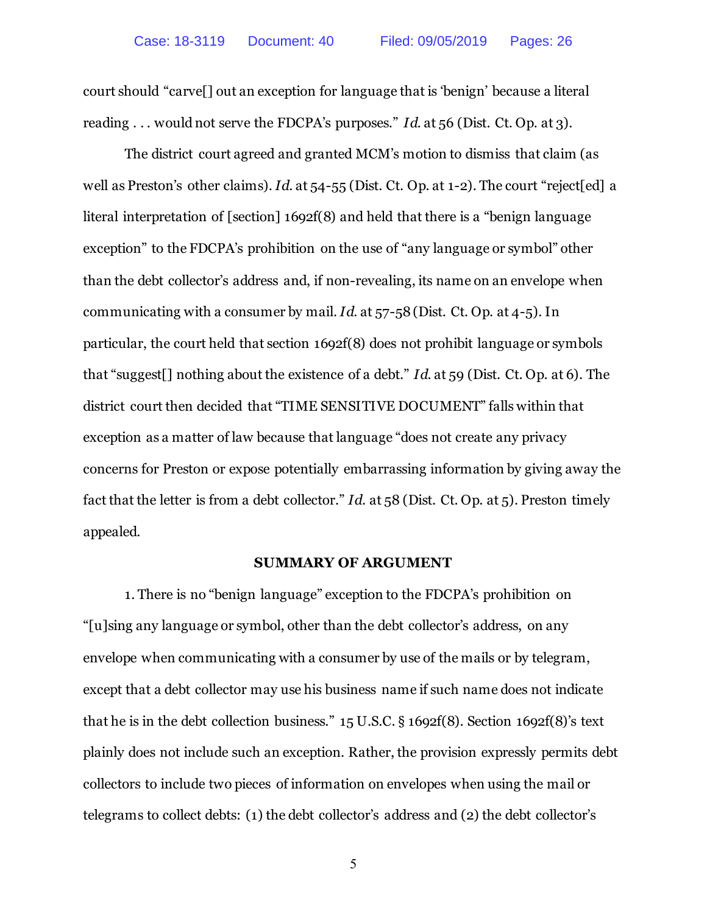court should "carve[] out an exception for language that is 'benign' because a literal reading . . . would not serve the FDCPA's purposes." *Id.* at 56 (Dist. Ct. Op. at 3).

The district court agreed and granted MCM's motion to dismiss that claim (as well as Preston's other claims). *Id.* at 54-55 (Dist. Ct. Op. at 1-2). The court "reject[ed] a literal interpretation of [section] 1692f(8) and held that there is a "benign language exception" to the FDCPA's prohibition on the use of "any language or symbol" other than the debt collector's address and, if non-revealing, its name on an envelope when communicating with a consumer by mail. *Id.* at 57-58 (Dist. Ct. Op. at 4-5). In particular, the court held that section 1692f(8) does not prohibit language or symbols that "suggest[] nothing about the existence of a debt." *Id.* at 59 (Dist. Ct. Op. at 6). The district court then decided that "TIME SENSITIVE DOCUMENT" falls within that exception as a matter of law because that language "does not create any privacy concerns for Preston or expose potentially embarrassing information by giving away the fact that the letter is from a debt collector." *Id.* at 58 (Dist. Ct. Op. at 5). Preston timely appealed.

## SUMMARY OF ARGUMENT

1. There is no "benign language" exception to the FDCPA's prohibition on "[u]sing any language or symbol, other than the debt collector's address, on any envelope when communicating with a consumer by use of the mails or by telegram, except that a debt collector may use his business name if such name does not indicate that he is in the debt collection business." 15 U.S.C. § 1692f(8). Section 1692f(8)'s text plainly does not include such an exception. Rather, the provision expressly permits debt collectors to include two pieces of information on envelopes when using the mail or telegrams to collect debts: (1) the debt collector's address and (2) the debt collector's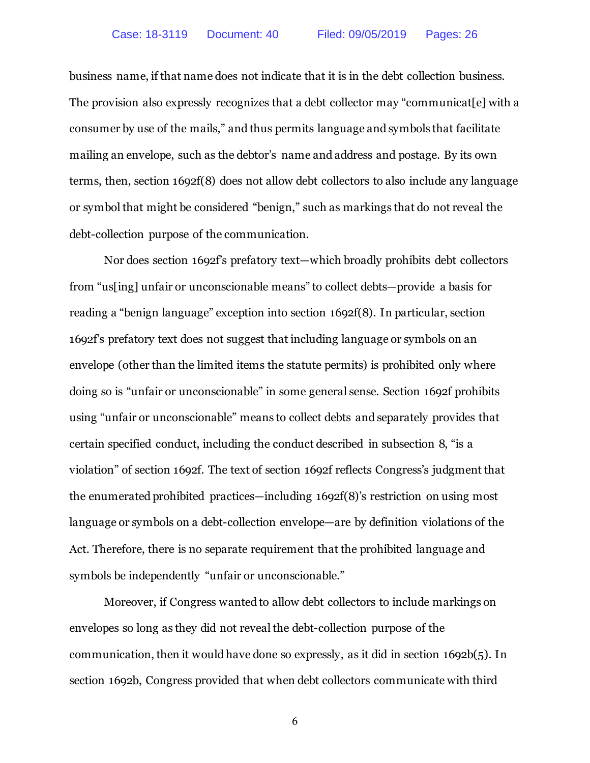business name, if that name does not indicate that it is in the debt collection business. The provision also expressly recognizes that a debt collector may "communicat[e] with a consumer by use of the mails," and thus permits language and symbols that facilitate mailing an envelope, such as the debtor's name and address and postage. By its own terms, then, section 1692f(8) does not allow debt collectors to also include any language or symbol that might be considered "benign," such as markings that do not reveal the debt-collection purpose of the communication.

Nor does section 1692f's prefatory text—which broadly prohibits debt collectors from "us[ing] unfair or unconscionable means" to collect debts—provide a basis for reading a "benign language" exception into section 1692f(8). In particular, section 1692f's prefatory text does not suggest that including language or symbols on an envelope (other than the limited items the statute permits) is prohibited only where doing so is "unfair or unconscionable" in some general sense. Section 1692f prohibits using "unfair or unconscionable" means to collect debts and separately provides that certain specified conduct, including the conduct described in subsection 8, "is a violation" of section 1692f. The text of section 1692f reflects Congress's judgment that the enumerated prohibited practices—including 1692f(8)'s restriction on using most language or symbols on a debt-collection envelope—are by definition violations of the Act. Therefore, there is no separate requirement that the prohibited language and symbols be independently "unfair or unconscionable."

Moreover, if Congress wanted to allow debt collectors to include markings on envelopes so long as they did not reveal the debt-collection purpose of the communication, then it would have done so expressly, as it did in section 1692b(5). In section 1692b, Congress provided that when debt collectors communicate with third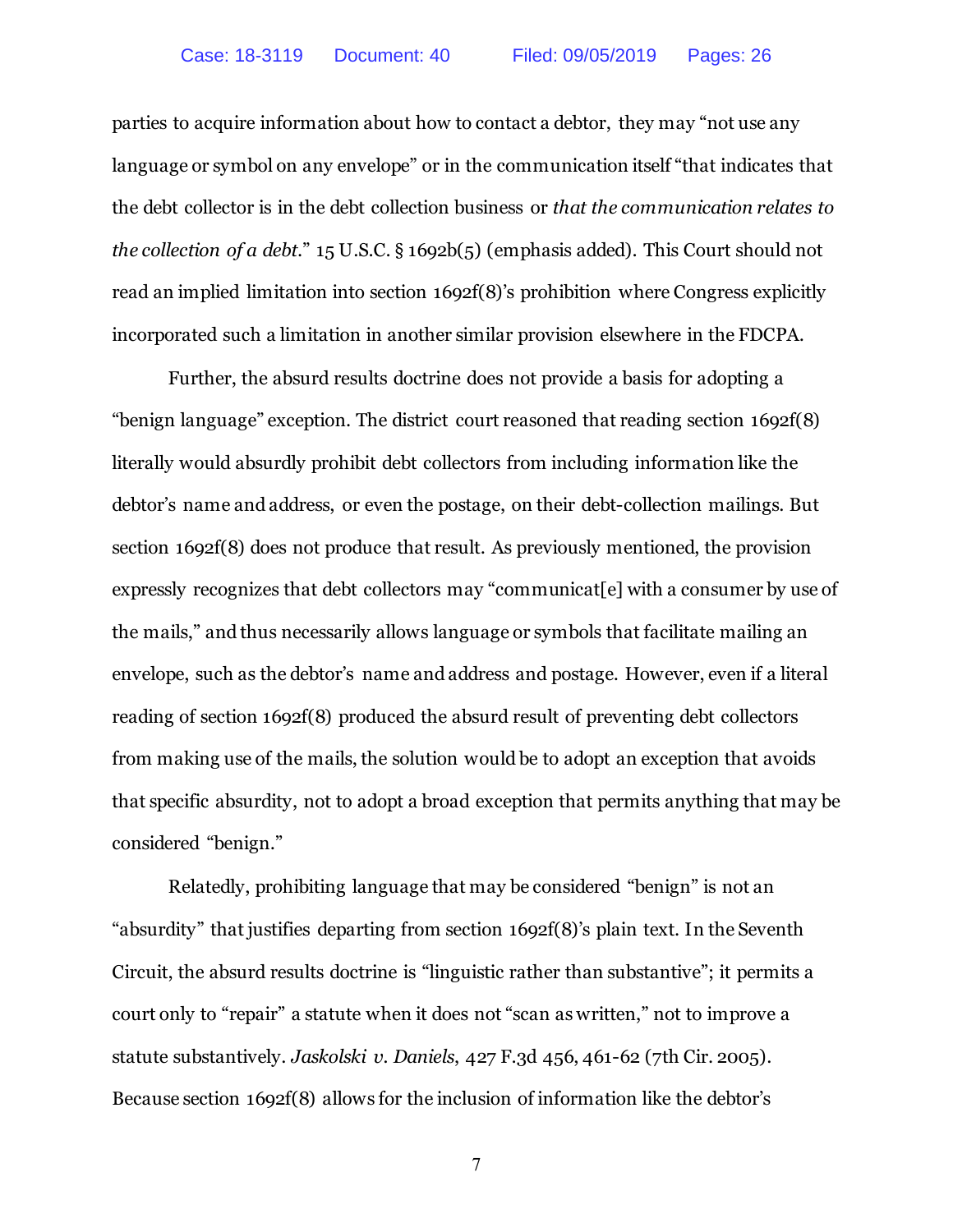parties to acquire information about how to contact a debtor, they may "not use any language or symbol on any envelope" or in the communication itself "that indicates that the debt collector is in the debt collection business or *that the communication relates to the collection of a debt*." 15 U.S.C. § 1692b(5) (emphasis added). This Court should not read an implied limitation into section 1692f(8)'s prohibition where Congress explicitly incorporated such a limitation in another similar provision elsewhere in the FDCPA.

Further, the absurd results doctrine does not provide a basis for adopting a "benign language" exception. The district court reasoned that reading section 1692f(8) literally would absurdly prohibit debt collectors from including information like the debtor's name and address, or even the postage, on their debt-collection mailings. But section 1692f(8) does not produce that result. As previously mentioned, the provision expressly recognizes that debt collectors may "communicat[e] with a consumer by use of the mails," and thus necessarily allows language or symbols that facilitate mailing an envelope, such as the debtor's name and address and postage. However, even if a literal reading of section 1692f(8) produced the absurd result of preventing debt collectors from making use of the mails, the solution would be to adopt an exception that avoids that specific absurdity, not to adopt a broad exception that permits anything that may be considered "benign."

Relatedly, prohibiting language that may be considered "benign" is not an "absurdity" that justifies departing from section 1692f(8)'s plain text. In the Seventh Circuit, the absurd results doctrine is "linguistic rather than substantive"; it permits a court only to "repair" a statute when it does not "scan as written," not to improve a statute substantively. *Jaskolski v. Daniels*, 427 F.3d 456, 461-62 (7th Cir. 2005). Because section 1692f(8) allows for the inclusion of information like the debtor's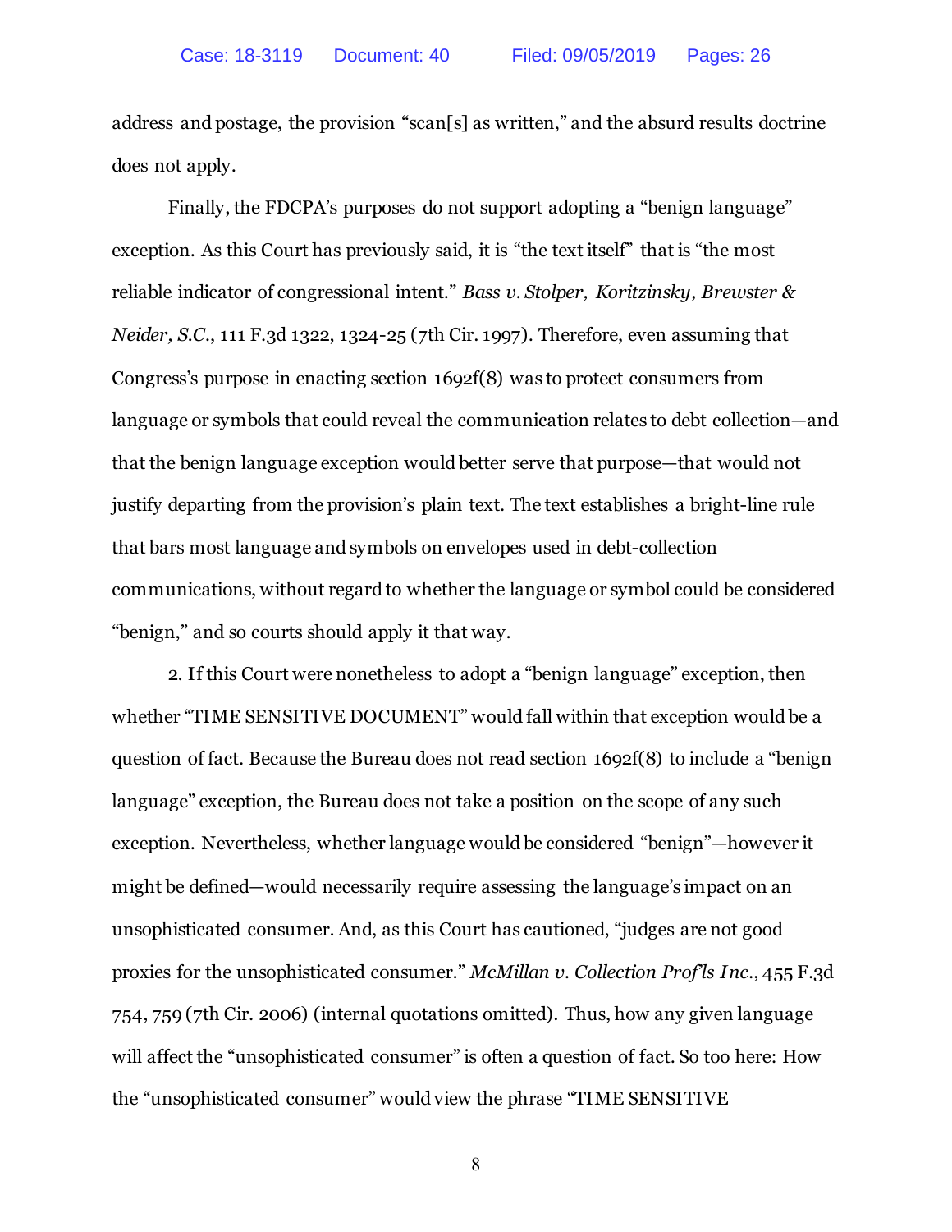address and postage, the provision "scan[s] as written," and the absurd results doctrine does not apply.

Finally, the FDCPA's purposes do not support adopting a "benign language" exception. As this Court has previously said, it is "the text itself" that is "the most reliable indicator of congressional intent." *Bass v. Stolper, Koritzinsky, Brewster & Neider, S.C.*, 111 F.3d 1322, 1324-25 (7th Cir. 1997). Therefore, even assuming that Congress's purpose in enacting section 1692f(8) was to protect consumers from language or symbols that could reveal the communication relates to debt collection—and that the benign language exception would better serve that purpose—that would not justify departing from the provision's plain text. The text establishes a bright-line rule that bars most language and symbols on envelopes used in debt-collection communications, without regard to whether the language or symbol could be considered "benign," and so courts should apply it that way.

2. If this Court were nonetheless to adopt a "benign language" exception, then whether "TIME SENSITIVE DOCUMENT" would fall within that exception would be a question of fact. Because the Bureau does not read section 1692f(8) to include a "benign language" exception, the Bureau does not take a position on the scope of any such exception. Nevertheless, whether language would be considered "benign"—however it might be defined—would necessarily require assessing the language's impact on an unsophisticated consumer. And, as this Court has cautioned, "judges are not good proxies for the unsophisticated consumer." *McMillan v. Collection Prof'ls Inc.*, 455 F.3d 754, 759 (7th Cir. 2006) (internal quotations omitted). Thus, how any given language will affect the "unsophisticated consumer" is often a question of fact. So too here: How the "unsophisticated consumer" would view the phrase "TIME SENSITIVE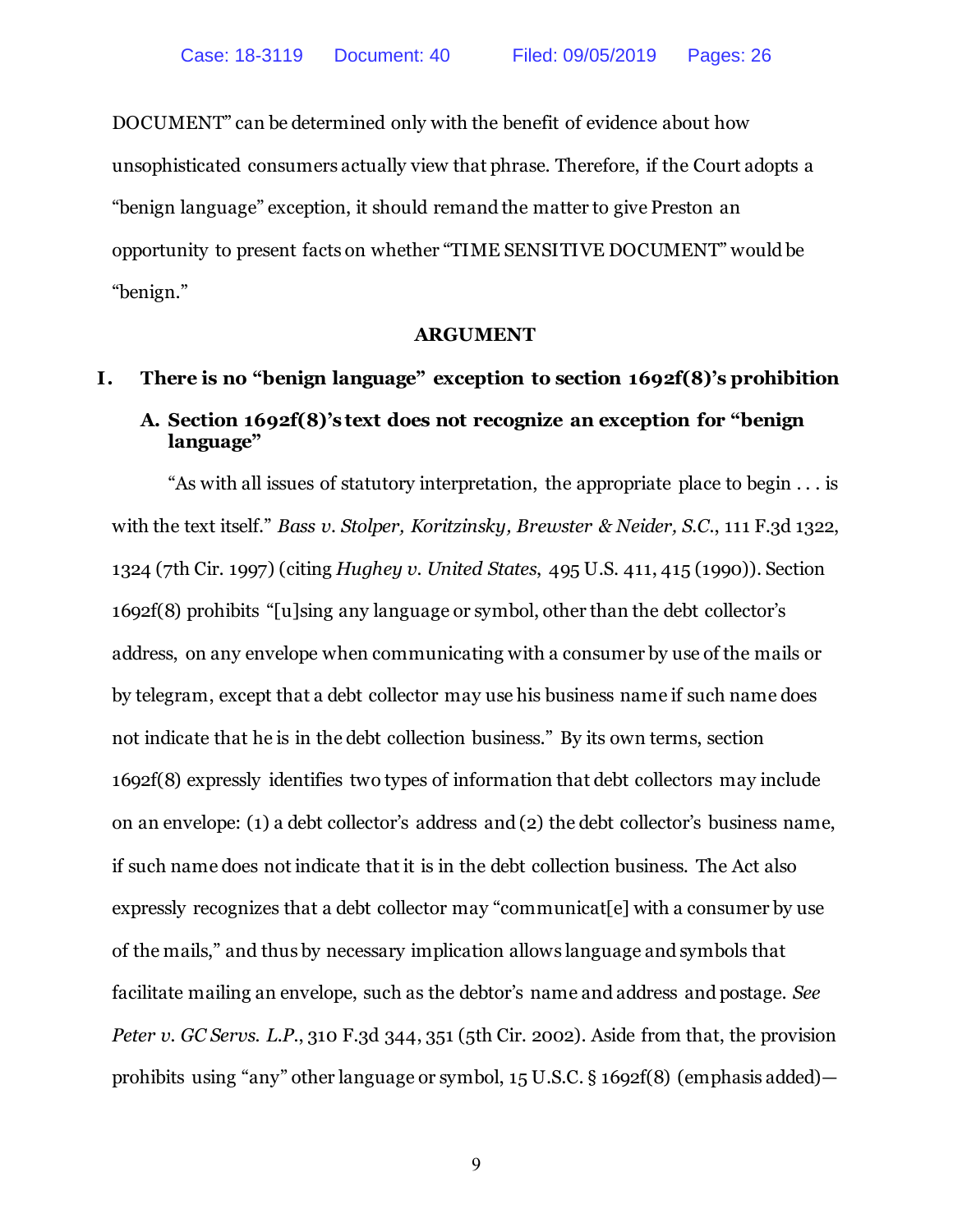DOCUMENT" can be determined only with the benefit of evidence about how unsophisticated consumers actually view that phrase. Therefore, if the Court adopts a "benign language" exception, it should remand the matter to give Preston an opportunity to present facts on whether "TIME SENSITIVE DOCUMENT" would be "benign."

## ARGUMENT

### I. There is no "benign language" exception to section 1692f(8)'s prohibition

#### A. Section 1692f(8)'s text does not recognize an exception for "benign language"

"As with all issues of statutory interpretation, the appropriate place to begin . . . is with the text itself." *Bass v. Stolper, Koritzinsky, Brewster & Neider, S.C.*, 111 F.3d 1322, 1324 (7th Cir. 1997) (citing *Hughey v. United States*, 495 U.S. 411, 415 (1990)). Section 1692f(8) prohibits "[u]sing any language or symbol, other than the debt collector's address, on any envelope when communicating with a consumer by use of the mails or by telegram, except that a debt collector may use his business name if such name does not indicate that he is in the debt collection business." By its own terms, section 1692f(8) expressly identifies two types of information that debt collectors may include on an envelope: (1) a debt collector's address and (2) the debt collector's business name, if such name does not indicate that it is in the debt collection business. The Act also expressly recognizes that a debt collector may "communicat[e] with a consumer by use of the mails," and thus by necessary implication allows language and symbols that facilitate mailing an envelope, such as the debtor's name and address and postage. *See Peter v. GC Servs. L.P.*, 310 F.3d 344, 351 (5th Cir. 2002). Aside from that, the provision prohibits using "any" other language or symbol, 15 U.S.C. § 1692f(8) (emphasis added)—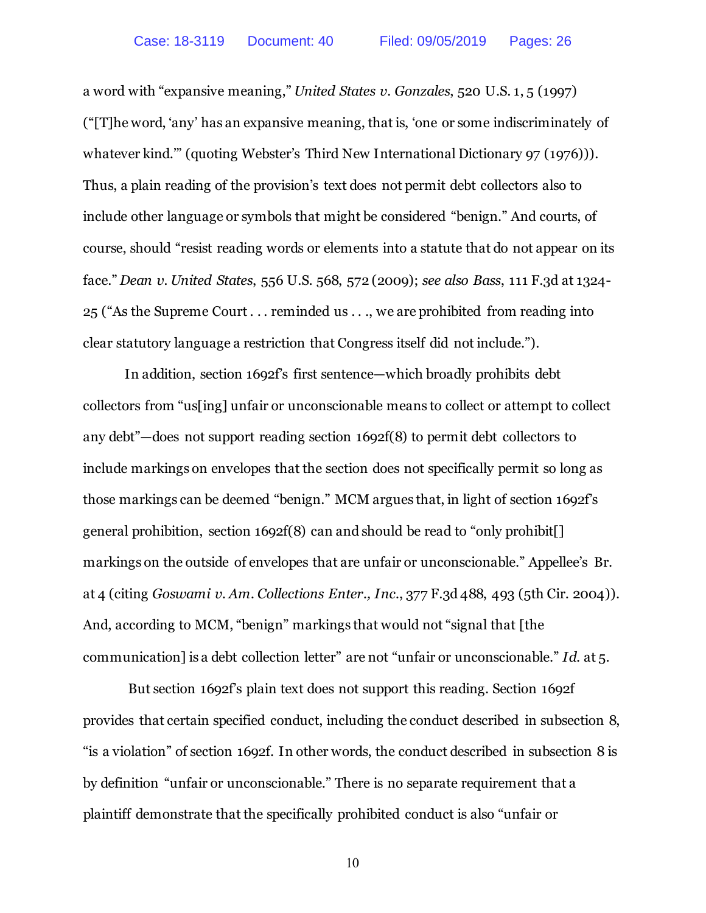a word with "expansive meaning," *United States v. Gonzales*, 520 U.S. 1, 5 (1997) ("[T]he word, 'any' has an expansive meaning, that is, 'one or some indiscriminately of whatever kind.'" (quoting Webster's Third New International Dictionary 97 (1976))). Thus, a plain reading of the provision's text does not permit debt collectors also to include other language or symbols that might be considered "benign." And courts, of course, should "resist reading words or elements into a statute that do not appear on its face." *Dean v. United States*, 556 U.S. 568, 572 (2009); *see also Bass*, 111 F.3d at 1324-25 ("As the Supreme Court . . . reminded us . . ., we are prohibited from reading into clear statutory language a restriction that Congress itself did not include.").

In addition, section 1692f's first sentence—which broadly prohibits debt collectors from "us[ing] unfair or unconscionable means to collect or attempt to collect any debt"—does not support reading section 1692f(8) to permit debt collectors to include markings on envelopes that the section does not specifically permit so long as those markings can be deemed "benign." MCM argues that, in light of section 1692f's general prohibition, section 1692f(8) can and should be read to "only prohibit[] markings on the outside of envelopes that are unfair or unconscionable." Appellee's Br. at 4 (citing *Goswami v. Am. Collections Enter., Inc.*, 377 F.3d 488, 493 (5th Cir. 2004)). And, according to MCM, "benign" markings that would not "signal that [the communication] is a debt collection letter" are not "unfair or unconscionable." *Id.* at 5.

But section 1692f's plain text does not support this reading. Section 1692f provides that certain specified conduct, including the conduct described in subsection 8, "is a violation" of section 1692f. In other words, the conduct described in subsection 8 is by definition "unfair or unconscionable." There is no separate requirement that a plaintiff demonstrate that the specifically prohibited conduct is also "unfair or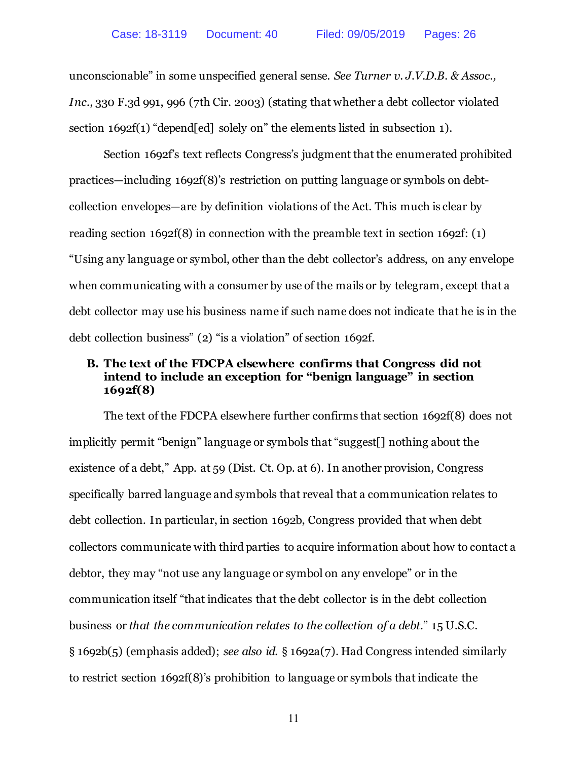unconscionable" in some unspecified general sense. *See Turner v. J.V.D.B. & Assoc., Inc.*, 330 F.3d 991, 996 (7th Cir. 2003) (stating that whether a debt collector violated section 1692f(1) "depend[ed] solely on" the elements listed in subsection 1).

Section 1692f's text reflects Congress's judgment that the enumerated prohibited practices—including 1692f(8)'s restriction on putting language or symbols on debt-collection envelopes—are by definition violations of the Act. This much is clear by reading section 1692f(8) in connection with the preamble text in section 1692f: (1) "Using any language or symbol, other than the debt collector's address, on any envelope when communicating with a consumer by use of the mails or by telegram, except that a debt collector may use his business name if such name does not indicate that he is in the debt collection business" (2) "is a violation" of section 1692f.

### B. The text of the FDCPA elsewhere confirms that Congress did not intend to include an exception for "benign language" in section 1692f(8)

The text of the FDCPA elsewhere further confirms that section 1692f(8) does not implicitly permit "benign" language or symbols that "suggest[] nothing about the existence of a debt," App. at 59 (Dist. Ct. Op. at 6). In another provision, Congress specifically barred language and symbols that reveal that a communication relates to debt collection. In particular, in section 1692b, Congress provided that when debt collectors communicate with third parties to acquire information about how to contact a debtor, they may "not use any language or symbol on any envelope" or in the communication itself "that indicates that the debt collector is in the debt collection business or *that the communication relates to the collection of a debt*." 15 U.S.C. § 1692b(5) (emphasis added); *see also id.* § 1692a(7). Had Congress intended similarly to restrict section 1692f(8)'s prohibition to language or symbols that indicate the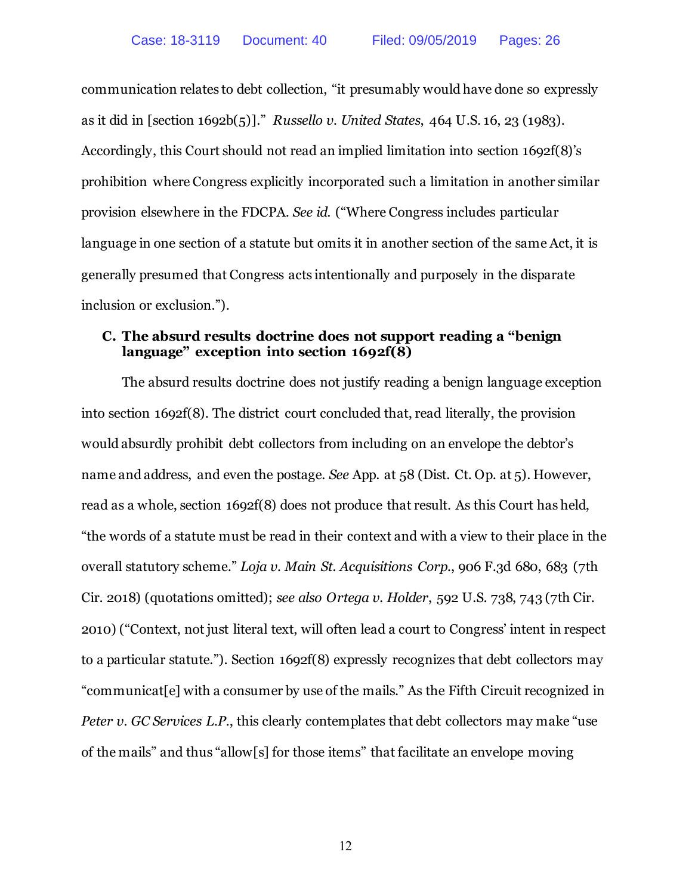communication relates to debt collection, "it presumably would have done so expressly as it did in [section 1692b(5)]." *Russello v. United States*, 464 U.S. 16, 23 (1983). Accordingly, this Court should not read an implied limitation into section 1692f(8)'s prohibition where Congress explicitly incorporated such a limitation in another similar provision elsewhere in the FDCPA. *See id.* ("Where Congress includes particular language in one section of a statute but omits it in another section of the same Act, it is generally presumed that Congress acts intentionally and purposely in the disparate inclusion or exclusion.").

### C. The absurd results doctrine does not support reading a "benign language" exception into section 1692f(8)

The absurd results doctrine does not justify reading a benign language exception into section 1692f(8). The district court concluded that, read literally, the provision would absurdly prohibit debt collectors from including on an envelope the debtor's name and address, and even the postage. *See* App. at 58 (Dist. Ct. Op. at 5). However, read as a whole, section 1692f(8) does not produce that result. As this Court has held, "the words of a statute must be read in their context and with a view to their place in the overall statutory scheme." *Loja v. Main St. Acquisitions Corp.*, 906 F.3d 680, 683 (7th Cir. 2018) (quotations omitted); *see also Ortega v. Holder*, 592 U.S. 738, 743 (7th Cir. 2010) ("Context, not just literal text, will often lead a court to Congress' intent in respect to a particular statute."). Section 1692f(8) expressly recognizes that debt collectors may "communicat[e] with a consumer by use of the mails." As the Fifth Circuit recognized in *Peter v. GC Services L.P.*, this clearly contemplates that debt collectors may make "use of the mails" and thus "allow[s] for those items" that facilitate an envelope moving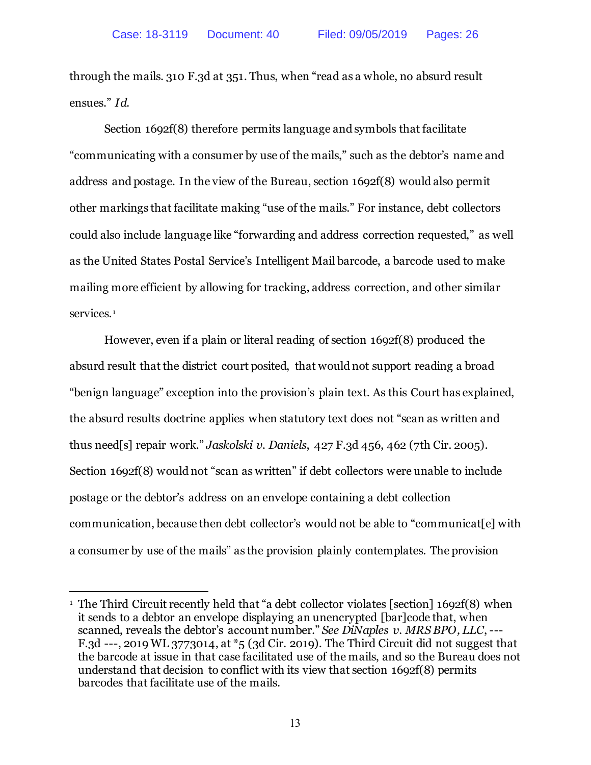through the mails. 310 F.3d at 351. Thus, when "read as a whole, no absurd result ensues." *Id.*

Section 1692f(8) therefore permits language and symbols that facilitate "communicating with a consumer by use of the mails," such as the debtor's name and address and postage. In the view of the Bureau, section 1692f(8) would also permit other markings that facilitate making "use of the mails." For instance, debt collectors could also include language like "forwarding and address correction requested," as well as the United States Postal Service's Intelligent Mail barcode, a barcode used to make mailing more efficient by allowing for tracking, address correction, and other similar services.[1]

However, even if a plain or literal reading of section 1692f(8) produced the absurd result that the district court posited, that would not support reading a broad "benign language" exception into the provision's plain text. As this Court has explained, the absurd results doctrine applies when statutory text does not "scan as written and thus need[s] repair work." *Jaskolski v. Daniels*, 427 F.3d 456, 462 (7th Cir. 2005). Section 1692f(8) would not "scan as written" if debt collectors were unable to include postage or the debtor's address on an envelope containing a debt collection communication, because then debt collector's would not be able to "communicat[e] with a consumer by use of the mails" as the provision plainly contemplates. The provision

---

[1] The Third Circuit recently held that "a debt collector violates [section] 1692f(8) when it sends to a debtor an envelope displaying an unencrypted [bar]code that, when scanned, reveals the debtor's account number." *See DiNaples v. MRS BPO, LLC*, --- F.3d ---, 2019 WL 3773014, at *5 (3d Cir. 2019). The Third Circuit did not suggest that the barcode at issue in that case facilitated use of the mails, and so the Bureau does not understand that decision to conflict with its view that section 1692f(8) permits barcodes that facilitate use of the mails.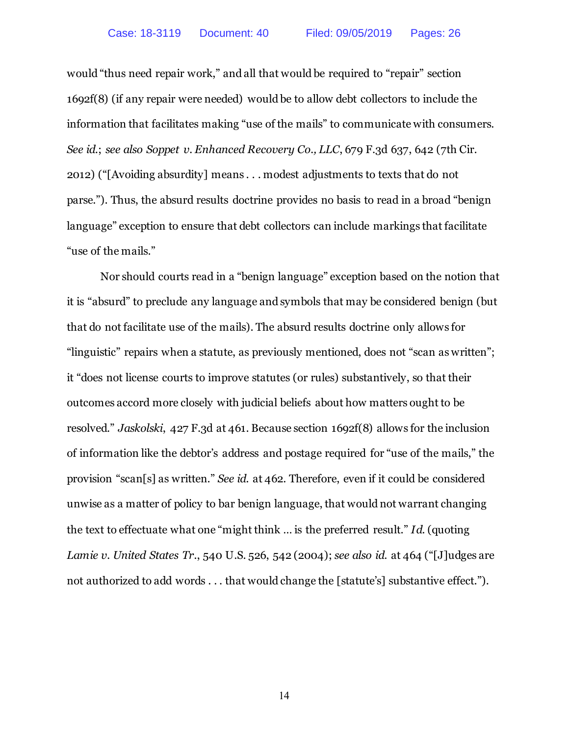would "thus need repair work," and all that would be required to "repair" section 1692f(8) (if any repair were needed) would be to allow debt collectors to include the information that facilitates making "use of the mails" to communicate with consumers. *See id.*; *see also Soppet v. Enhanced Recovery Co., LLC*, 679 F.3d 637, 642 (7th Cir. 2012) ("[Avoiding absurdity] means . . . modest adjustments to texts that do not parse."). Thus, the absurd results doctrine provides no basis to read in a broad "benign language" exception to ensure that debt collectors can include markings that facilitate "use of the mails."

Nor should courts read in a "benign language" exception based on the notion that it is "absurd" to preclude any language and symbols that may be considered benign (but that do not facilitate use of the mails). The absurd results doctrine only allows for "linguistic" repairs when a statute, as previously mentioned, does not "scan as written"; it "does not license courts to improve statutes (or rules) substantively, so that their outcomes accord more closely with judicial beliefs about how matters ought to be resolved." *Jaskolski*, 427 F.3d at 461. Because section 1692f(8) allows for the inclusion of information like the debtor's address and postage required for "use of the mails," the provision "scan[s] as written." *See id.* at 462. Therefore, even if it could be considered unwise as a matter of policy to bar benign language, that would not warrant changing the text to effectuate what one "might think … is the preferred result." *Id.* (quoting *Lamie v. United States Tr.*, 540 U.S. 526, 542 (2004); *see also id.* at 464 ("[J]udges are not authorized to add words . . . that would change the [statute's] substantive effect.").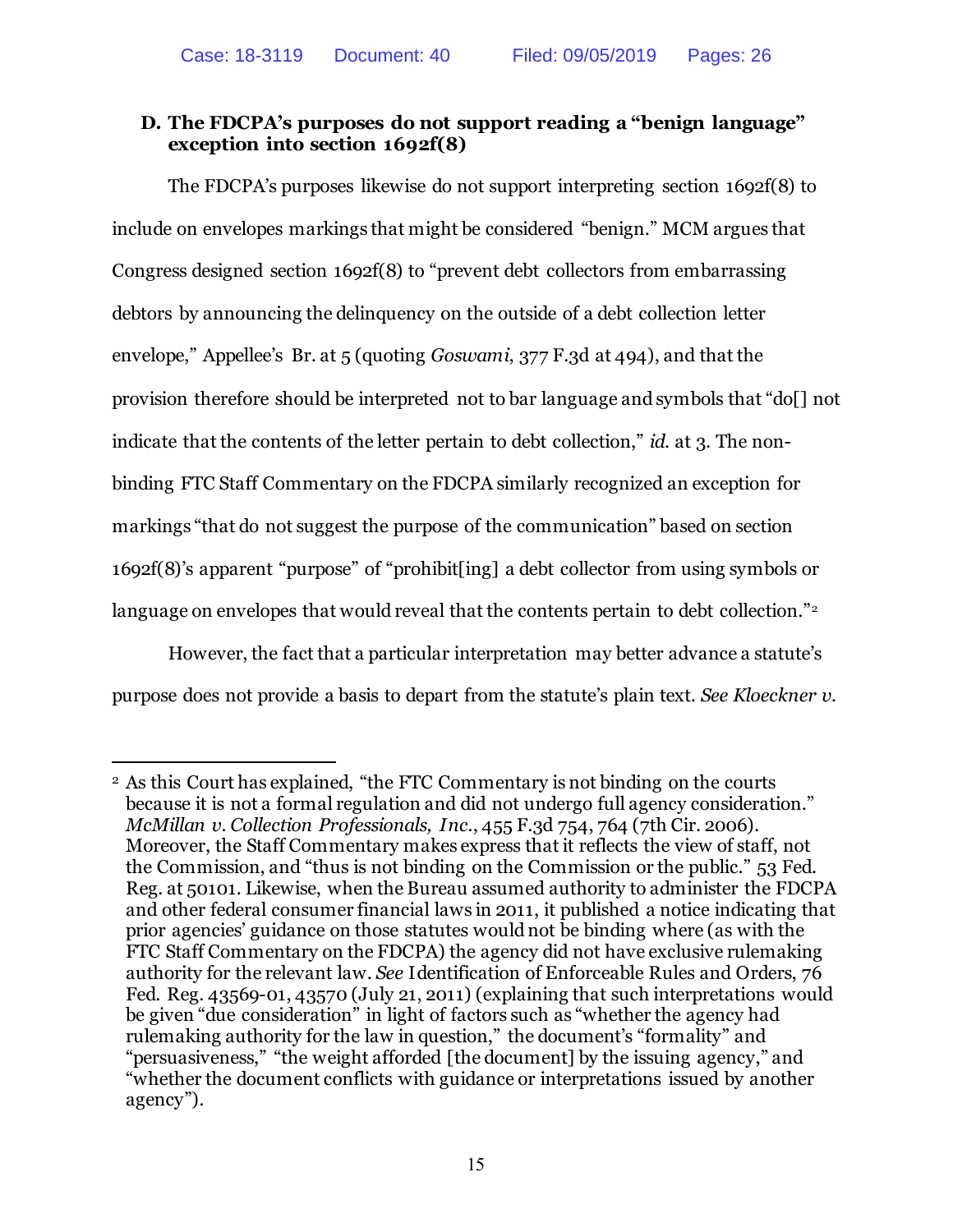### D. The FDCPA's purposes do not support reading a "benign language" exception into section 1692f(8)

The FDCPA's purposes likewise do not support interpreting section 1692f(8) to include on envelopes markings that might be considered "benign." MCM argues that Congress designed section 1692f(8) to "prevent debt collectors from embarrassing debtors by announcing the delinquency on the outside of a debt collection letter envelope," Appellee's Br. at 5 (quoting *Goswami*, 377 F.3d at 494), and that the provision therefore should be interpreted not to bar language and symbols that "do[] not indicate that the contents of the letter pertain to debt collection," *id.* at 3. The non-binding FTC Staff Commentary on the FDCPA similarly recognized an exception for markings "that do not suggest the purpose of the communication" based on section 1692f(8)'s apparent "purpose" of "prohibit[ing] a debt collector from using symbols or language on envelopes that would reveal that the contents pertain to debt collection."[2]

However, the fact that a particular interpretation may better advance a statute's purpose does not provide a basis to depart from the statute's plain text. *See Kloeckner v.*

---

[2] As this Court has explained, "the FTC Commentary is not binding on the courts because it is not a formal regulation and did not undergo full agency consideration." *McMillan v. Collection Professionals, Inc.*, 455 F.3d 754, 764 (7th Cir. 2006). Moreover, the Staff Commentary makes express that it reflects the view of staff, not the Commission, and "thus is not binding on the Commission or the public." 53 Fed. Reg. at 50101. Likewise, when the Bureau assumed authority to administer the FDCPA and other federal consumer financial laws in 2011, it published a notice indicating that prior agencies' guidance on those statutes would not be binding where (as with the FTC Staff Commentary on the FDCPA) the agency did not have exclusive rulemaking authority for the relevant law. *See* Identification of Enforceable Rules and Orders, 76 Fed. Reg. 43569-01, 43570 (July 21, 2011) (explaining that such interpretations would be given "due consideration" in light of factors such as "whether the agency had rulemaking authority for the law in question," the document's "formality" and "persuasiveness," "the weight afforded [the document] by the issuing agency," and "whether the document conflicts with guidance or interpretations issued by another agency").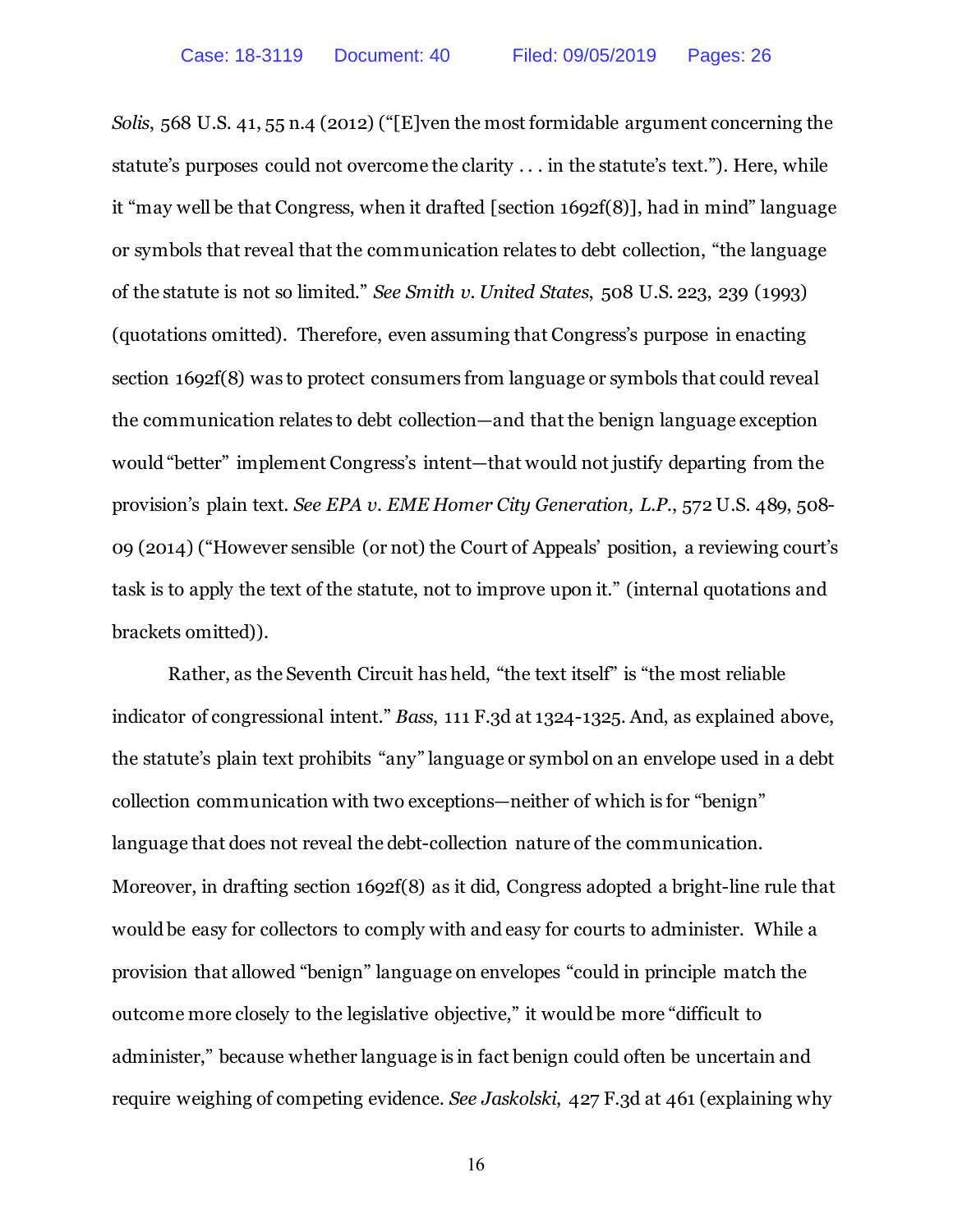*Solis*, 568 U.S. 41, 55 n.4 (2012) ("[E]ven the most formidable argument concerning the statute's purposes could not overcome the clarity . . . in the statute's text."). Here, while it "may well be that Congress, when it drafted [section 1692f(8)], had in mind" language or symbols that reveal that the communication relates to debt collection, "the language of the statute is not so limited." *See Smith v. United States*, 508 U.S. 223, 239 (1993) (quotations omitted). Therefore, even assuming that Congress's purpose in enacting section 1692f(8) was to protect consumers from language or symbols that could reveal the communication relates to debt collection—and that the benign language exception would "better" implement Congress's intent—that would not justify departing from the provision's plain text. *See EPA v. EME Homer City Generation, L.P.*, 572 U.S. 489, 508-09 (2014) ("However sensible (or not) the Court of Appeals' position, a reviewing court's task is to apply the text of the statute, not to improve upon it." (internal quotations and brackets omitted)).

Rather, as the Seventh Circuit has held, "the text itself" is "the most reliable indicator of congressional intent." *Bass*, 111 F.3d at 1324-1325. And, as explained above, the statute's plain text prohibits "any" language or symbol on an envelope used in a debt collection communication with two exceptions—neither of which is for "benign" language that does not reveal the debt-collection nature of the communication. Moreover, in drafting section 1692f(8) as it did, Congress adopted a bright-line rule that would be easy for collectors to comply with and easy for courts to administer. While a provision that allowed "benign" language on envelopes "could in principle match the outcome more closely to the legislative objective," it would be more "difficult to administer," because whether language is in fact benign could often be uncertain and require weighing of competing evidence. *See Jaskolski*, 427 F.3d at 461 (explaining why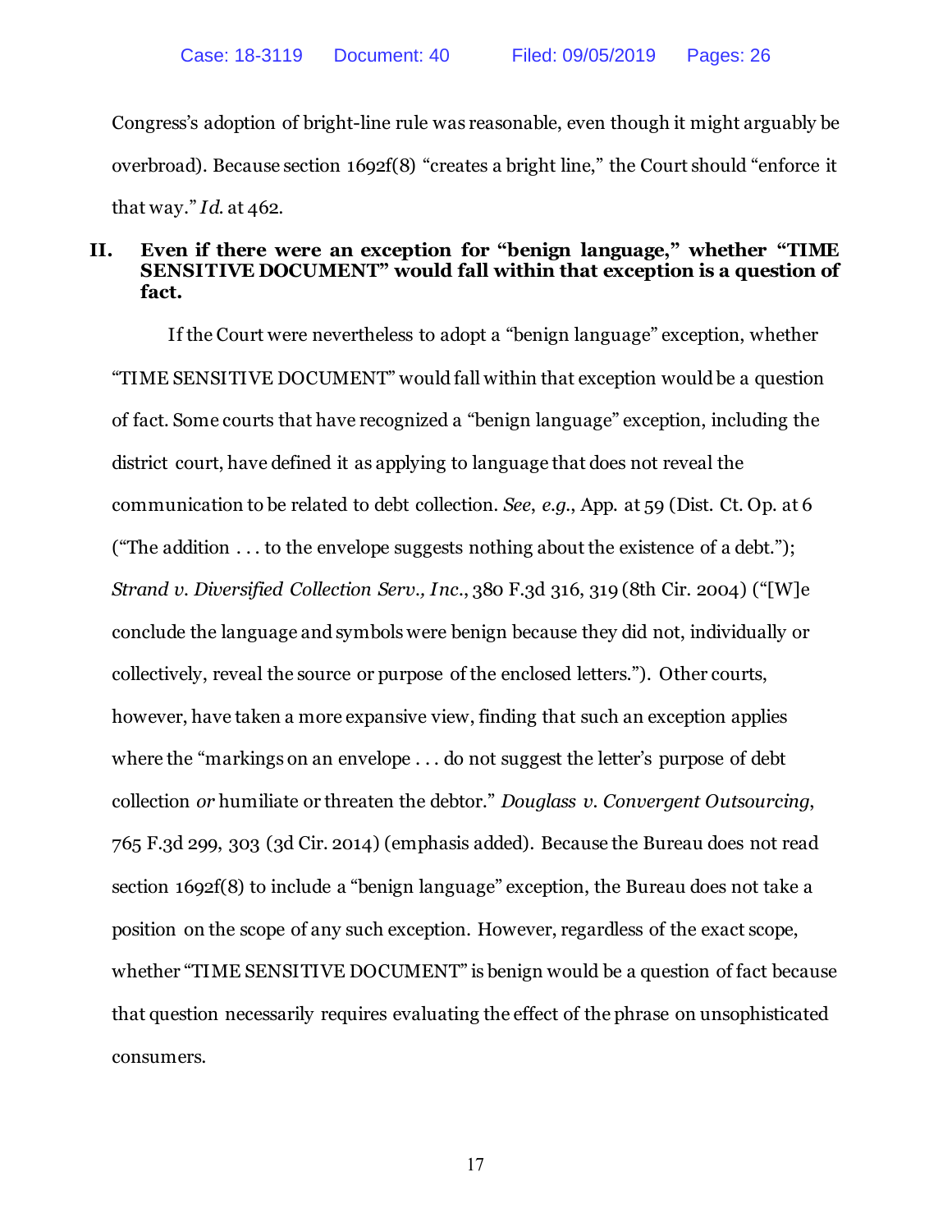Congress's adoption of bright-line rule was reasonable, even though it might arguably be overbroad). Because section 1692f(8) "creates a bright line," the Court should "enforce it that way." *Id.* at 462.

## II. Even if there were an exception for "benign language," whether "TIME SENSITIVE DOCUMENT" would fall within that exception is a question of fact.

If the Court were nevertheless to adopt a "benign language" exception, whether "TIME SENSITIVE DOCUMENT" would fall within that exception would be a question of fact. Some courts that have recognized a "benign language" exception, including the district court, have defined it as applying to language that does not reveal the communication to be related to debt collection. *See*, *e.g.*, App. at 59 (Dist. Ct. Op. at 6 ("The addition . . . to the envelope suggests nothing about the existence of a debt."); *Strand v. Diversified Collection Serv., Inc.*, 380 F.3d 316, 319 (8th Cir. 2004) ("[W]e conclude the language and symbols were benign because they did not, individually or collectively, reveal the source or purpose of the enclosed letters."). Other courts, however, have taken a more expansive view, finding that such an exception applies where the "markings on an envelope . . . do not suggest the letter's purpose of debt collection *or* humiliate or threaten the debtor." *Douglass v. Convergent Outsourcing*, 765 F.3d 299, 303 (3d Cir. 2014) (emphasis added). Because the Bureau does not read section 1692f(8) to include a "benign language" exception, the Bureau does not take a position on the scope of any such exception. However, regardless of the exact scope, whether "TIME SENSITIVE DOCUMENT" is benign would be a question of fact because that question necessarily requires evaluating the effect of the phrase on unsophisticated consumers.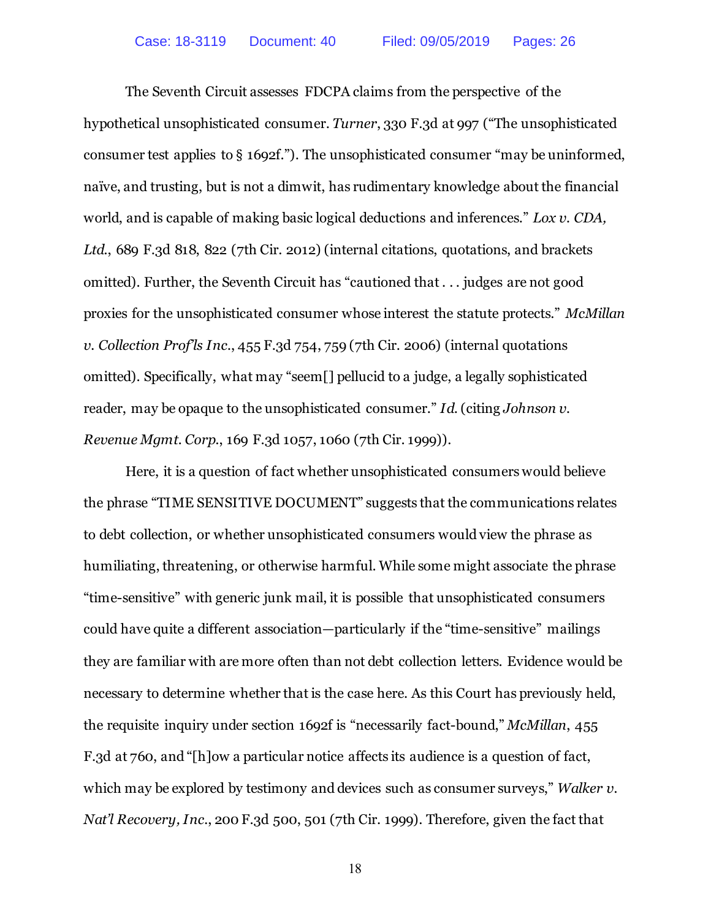The Seventh Circuit assesses FDCPA claims from the perspective of the hypothetical unsophisticated consumer. *Turner*, 330 F.3d at 997 ("The unsophisticated consumer test applies to § 1692f."). The unsophisticated consumer "may be uninformed, naïve, and trusting, but is not a dimwit, has rudimentary knowledge about the financial world, and is capable of making basic logical deductions and inferences." *Lox v. CDA, Ltd.*, 689 F.3d 818, 822 (7th Cir. 2012) (internal citations, quotations, and brackets omitted). Further, the Seventh Circuit has "cautioned that . . . judges are not good proxies for the unsophisticated consumer whose interest the statute protects." *McMillan v. Collection Prof'ls Inc.*, 455 F.3d 754, 759 (7th Cir. 2006) (internal quotations omitted). Specifically, what may "seem[] pellucid to a judge, a legally sophisticated reader, may be opaque to the unsophisticated consumer." *Id.* (citing *Johnson v. Revenue Mgmt. Corp.*, 169 F.3d 1057, 1060 (7th Cir. 1999)).

Here, it is a question of fact whether unsophisticated consumers would believe the phrase "TIME SENSITIVE DOCUMENT" suggests that the communications relates to debt collection, or whether unsophisticated consumers would view the phrase as humiliating, threatening, or otherwise harmful. While some might associate the phrase "time-sensitive" with generic junk mail, it is possible that unsophisticated consumers could have quite a different association—particularly if the "time-sensitive" mailings they are familiar with are more often than not debt collection letters. Evidence would be necessary to determine whether that is the case here. As this Court has previously held, the requisite inquiry under section 1692f is "necessarily fact-bound," *McMillan*, 455 F.3d at 760, and "[h]ow a particular notice affects its audience is a question of fact, which may be explored by testimony and devices such as consumer surveys," *Walker v. Nat'l Recovery, Inc.*, 200 F.3d 500, 501 (7th Cir. 1999). Therefore, given the fact that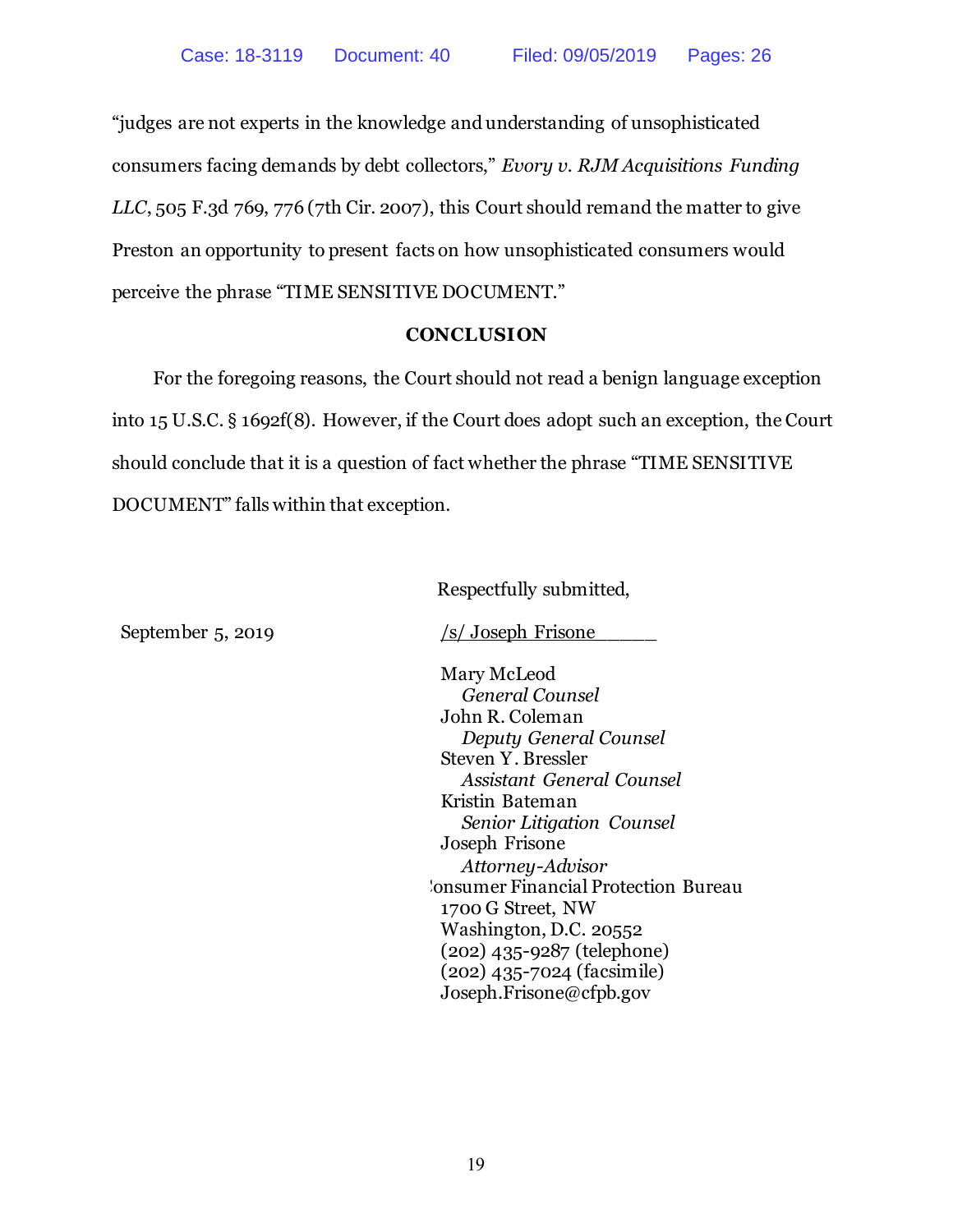"judges are not experts in the knowledge and understanding of unsophisticated consumers facing demands by debt collectors," *Evory v. RJM Acquisitions Funding LLC*, 505 F.3d 769, 776 (7th Cir. 2007), this Court should remand the matter to give Preston an opportunity to present facts on how unsophisticated consumers would perceive the phrase "TIME SENSITIVE DOCUMENT."

## CONCLUSION

For the foregoing reasons, the Court should not read a benign language exception into 15 U.S.C. § 1692f(8). However, if the Court does adopt such an exception, the Court should conclude that it is a question of fact whether the phrase "TIME SENSITIVE DOCUMENT" falls within that exception.

Respectfully submitted,

September 5, 2019

/s/ Joseph Frisone

Mary McLeod
*General Counsel*
John R. Coleman
*Deputy General Counsel*
Steven Y. Bressler
*Assistant General Counsel*
Kristin Bateman
*Senior Litigation Counsel*
Joseph Frisone
*Attorney-Advisor*
Consumer Financial Protection Bureau
1700 G Street, NW
Washington, D.C. 20552
(202) 435-9287 (telephone)
(202) 435-7024 (facsimile)
Joseph.Frisone@cfpb.gov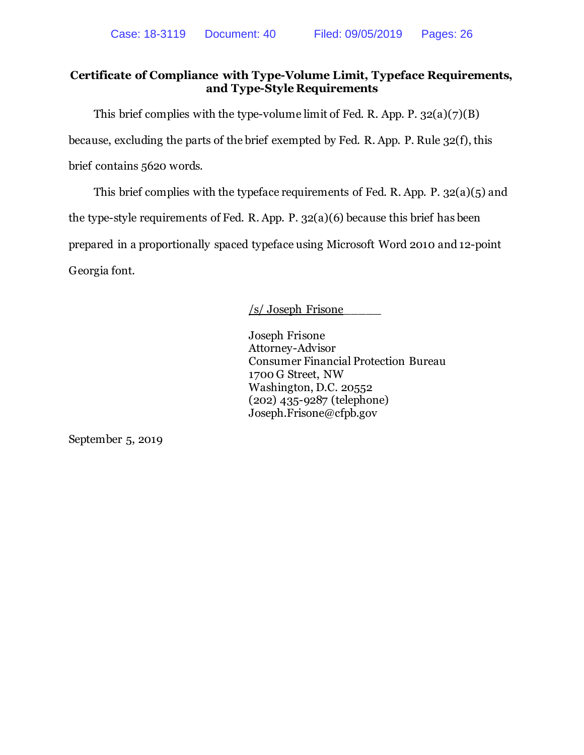**Certificate of Compliance with Type-Volume Limit, Typeface Requirements, and Type-Style Requirements**

This brief complies with the type-volume limit of Fed. R. App. P. 32(a)(7)(B) because, excluding the parts of the brief exempted by Fed. R. App. P. Rule 32(f), this brief contains 5620 words.

This brief complies with the typeface requirements of Fed. R. App. P. 32(a)(5) and the type-style requirements of Fed. R. App. P. 32(a)(6) because this brief has been prepared in a proportionally spaced typeface using Microsoft Word 2010 and 12-point Georgia font.

/s/ Joseph Frisone______

Joseph Frisone
Attorney-Advisor
Consumer Financial Protection Bureau
1700 G Street, NW
Washington, D.C. 20552
(202) 435-9287 (telephone)
Joseph.Frisone@cfpb.gov

September 5, 2019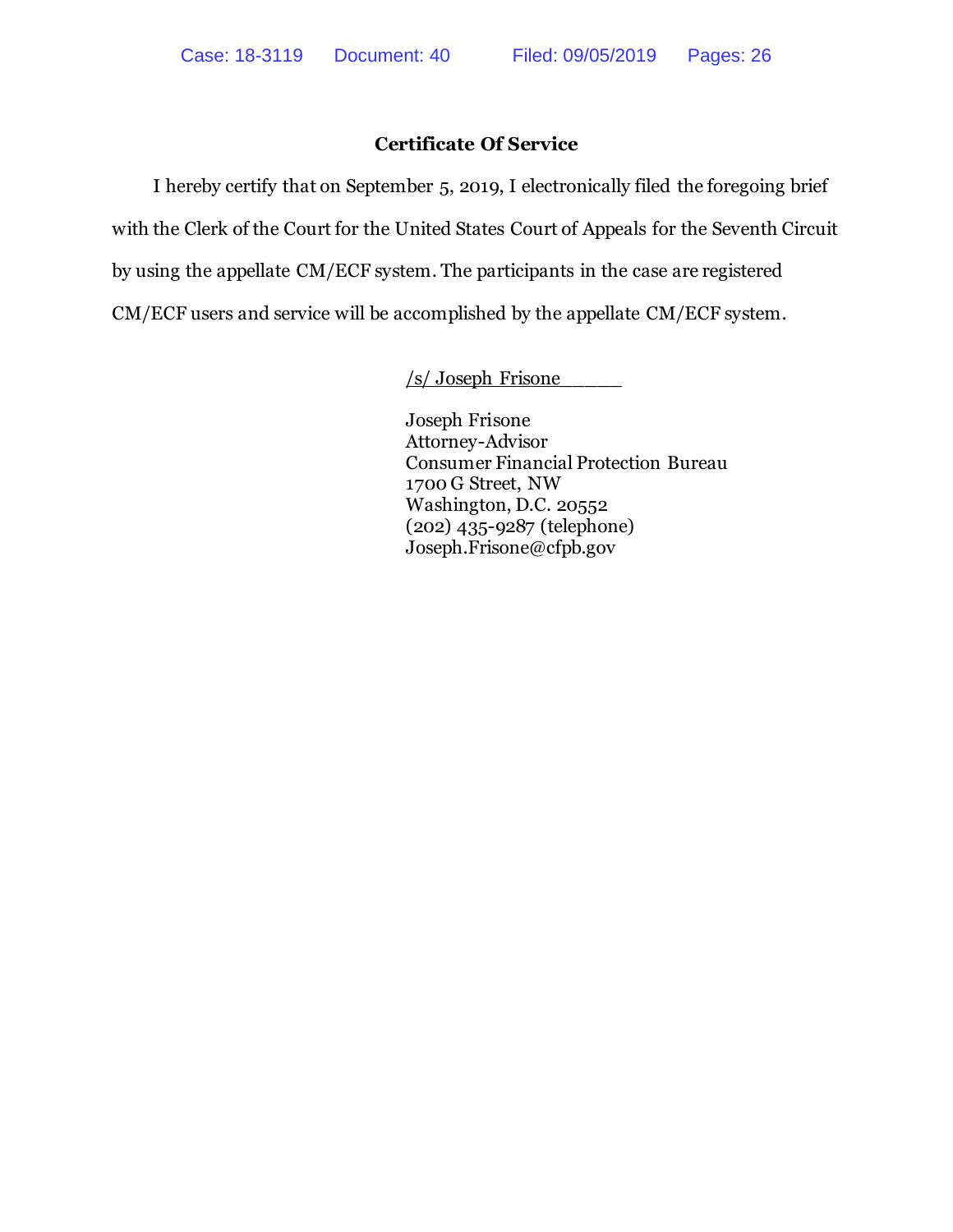## Certificate Of Service

I hereby certify that on September 5, 2019, I electronically filed the foregoing brief with the Clerk of the Court for the United States Court of Appeals for the Seventh Circuit by using the appellate CM/ECF system. The participants in the case are registered CM/ECF users and service will be accomplished by the appellate CM/ECF system.

/s/ Joseph Frisone______

Joseph Frisone
Attorney-Advisor
Consumer Financial Protection Bureau
1700 G Street, NW
Washington, D.C. 20552
(202) 435-9287 (telephone)
Joseph.Frisone@cfpb.gov